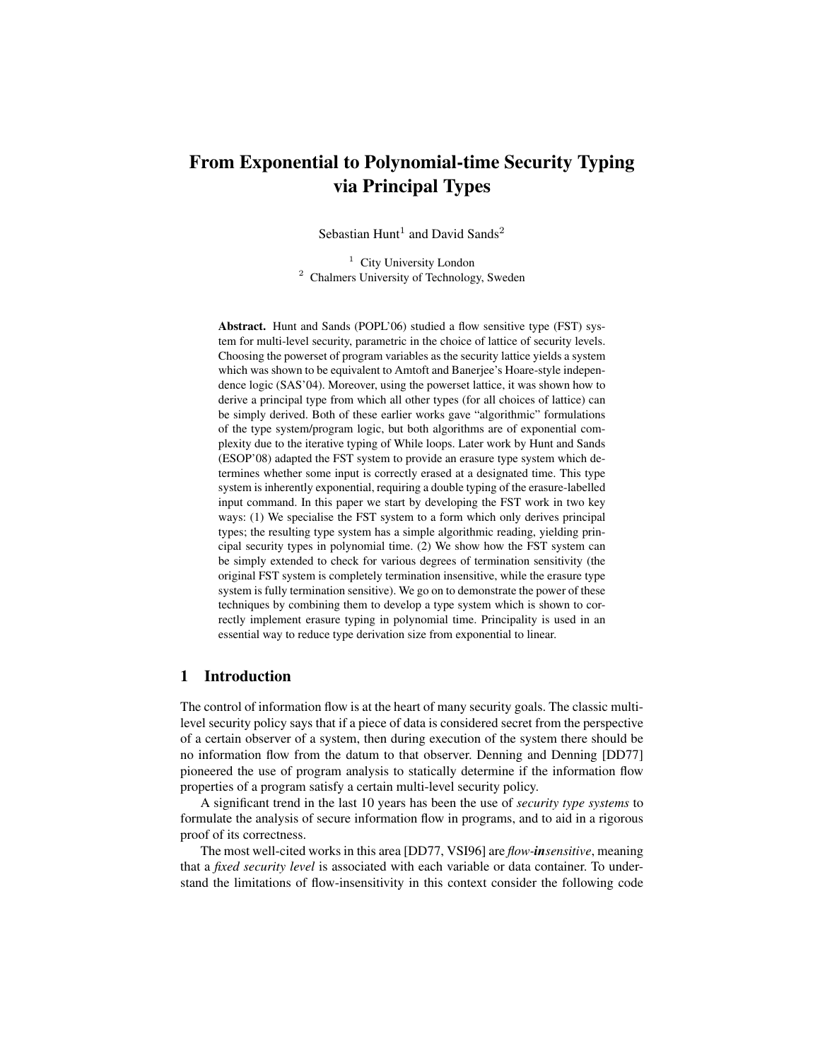# From Exponential to Polynomial-time Security Typing via Principal Types

Sebastian Hunt[1] and David Sands[2]

[1] City University London
[2] Chalmers University of Technology, Sweden

**Abstract.** Hunt and Sands (POPL'06) studied a flow sensitive type (FST) system for multi-level security, parametric in the choice of lattice of security levels. Choosing the powerset of program variables as the security lattice yields a system which was shown to be equivalent to Amtoft and Banerjee's Hoare-style independence logic (SAS'04). Moreover, using the powerset lattice, it was shown how to derive a principal type from which all other types (for all choices of lattice) can be simply derived. Both of these earlier works gave "algorithmic" formulations of the type system/program logic, but both algorithms are of exponential complexity due to the iterative typing of While loops. Later work by Hunt and Sands (ESOP'08) adapted the FST system to provide an erasure type system which determines whether some input is correctly erased at a designated time. This type system is inherently exponential, requiring a double typing of the erasure-labelled input command. In this paper we start by developing the FST work in two key ways: (1) We specialise the FST system to a form which only derives principal types; the resulting type system has a simple algorithmic reading, yielding principal security types in polynomial time. (2) We show how the FST system can be simply extended to check for various degrees of termination sensitivity (the original FST system is completely termination insensitive, while the erasure type system is fully termination sensitive). We go on to demonstrate the power of these techniques by combining them to develop a type system which is shown to correctly implement erasure typing in polynomial time. Principality is used in an essential way to reduce type derivation size from exponential to linear.

## 1 Introduction

The control of information flow is at the heart of many security goals. The classic multi-level security policy says that if a piece of data is considered secret from the perspective of a certain observer of a system, then during execution of the system there should be no information flow from the datum to that observer. Denning and Denning [DD77] pioneered the use of program analysis to statically determine if the information flow properties of a program satisfy a certain multi-level security policy.

A significant trend in the last 10 years has been the use of *security type systems* to formulate the analysis of secure information flow in programs, and to aid in a rigorous proof of its correctness.

The most well-cited works in this area [DD77, VSI96] are *flow-**in**sensitive*, meaning that a *fixed security level* is associated with each variable or data container. To understand the limitations of flow-insensitivity in this context consider the following code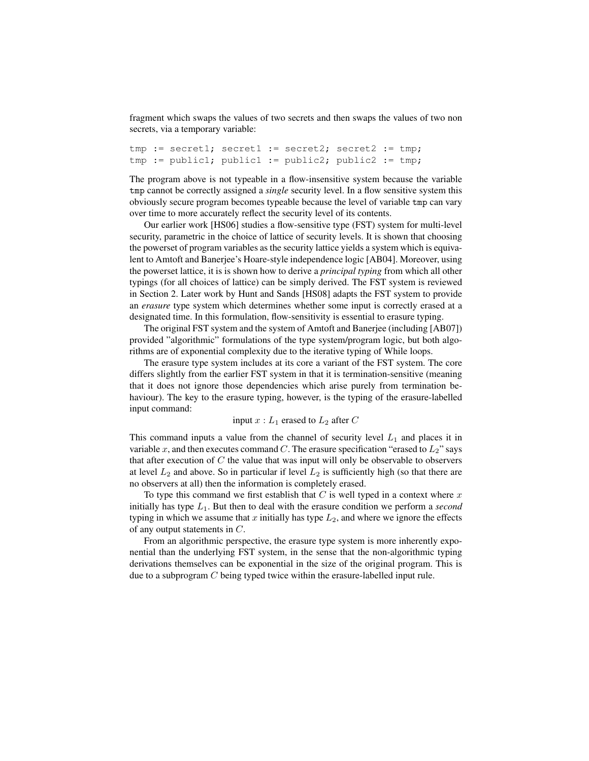fragment which swaps the values of two secrets and then swaps the values of two non secrets, via a temporary variable:

```
tmp := secret1; secret1 := secret2; secret2 := tmp;
tmp := public1; public1 := public2; public2 := tmp;
```

The program above is not typeable in a flow-insensitive system because the variable tmp cannot be correctly assigned a *single* security level. In a flow sensitive system this obviously secure program becomes typeable because the level of variable tmp can vary over time to more accurately reflect the security level of its contents.

Our earlier work [HS06] studies a flow-sensitive type (FST) system for multi-level security, parametric in the choice of lattice of security levels. It is shown that choosing the powerset of program variables as the security lattice yields a system which is equivalent to Amtoft and Banerjee's Hoare-style independence logic [AB04]. Moreover, using the powerset lattice, it is is shown how to derive a *principal typing* from which all other typings (for all choices of lattice) can be simply derived. The FST system is reviewed in Section 2. Later work by Hunt and Sands [HS08] adapts the FST system to provide an *erasure* type system which determines whether some input is correctly erased at a designated time. In this formulation, flow-sensitivity is essential to erasure typing.

The original FST system and the system of Amtoft and Banerjee (including [AB07]) provided "algorithmic" formulations of the type system/program logic, but both algorithms are of exponential complexity due to the iterative typing of While loops.

The erasure type system includes at its core a variant of the FST system. The core differs slightly from the earlier FST system in that it is termination-sensitive (meaning that it does not ignore those dependencies which arise purely from termination behaviour). The key to the erasure typing, however, is the typing of the erasure-labelled input command:

$$\text{input } x : L_1 \text{ erased to } L_2 \text{ after } C$$

This command inputs a value from the channel of security level $L_1$ and places it in variable $x$, and then executes command $C$. The erasure specification "erased to $L_2$" says that after execution of $C$ the value that was input will only be observable to observers at level $L_2$ and above. So in particular if level $L_2$ is sufficiently high (so that there are no observers at all) then the information is completely erased.

To type this command we first establish that $C$ is well typed in a context where $x$ initially has type $L_1$. But then to deal with the erasure condition we perform a *second* typing in which we assume that $x$ initially has type $L_2$, and where we ignore the effects of any output statements in $C$.

From an algorithmic perspective, the erasure type system is more inherently exponential than the underlying FST system, in the sense that the non-algorithmic typing derivations themselves can be exponential in the size of the original program. This is due to a subprogram $C$ being typed twice within the erasure-labelled input rule.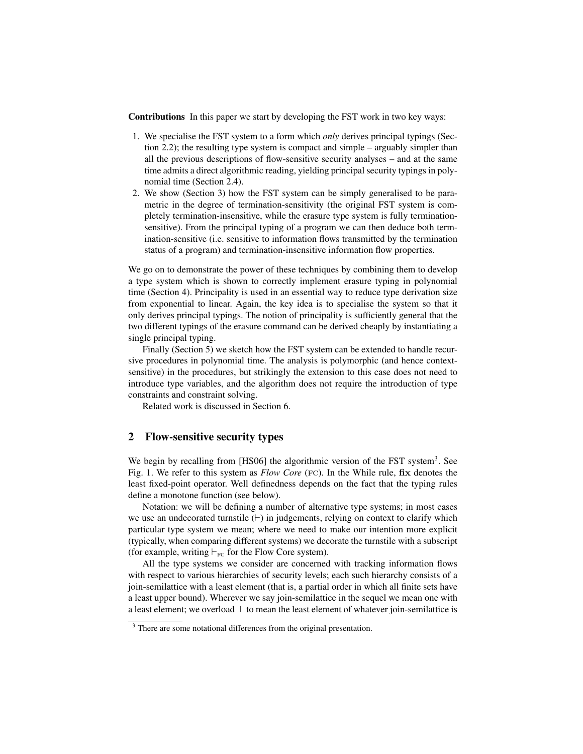**Contributions** In this paper we start by developing the FST work in two key ways:

1. We specialise the FST system to a form which *only* derives principal typings (Section 2.2); the resulting type system is compact and simple – arguably simpler than all the previous descriptions of flow-sensitive security analyses – and at the same time admits a direct algorithmic reading, yielding principal security typings in polynomial time (Section 2.4).
2. We show (Section 3) how the FST system can be simply generalised to be parametric in the degree of termination-sensitivity (the original FST system is completely termination-insensitive, while the erasure type system is fully termination-sensitive). From the principal typing of a program we can then deduce both termination-sensitive (i.e. sensitive to information flows transmitted by the termination status of a program) and termination-insensitive information flow properties.

We go on to demonstrate the power of these techniques by combining them to develop a type system which is shown to correctly implement erasure typing in polynomial time (Section 4). Principality is used in an essential way to reduce type derivation size from exponential to linear. Again, the key idea is to specialise the system so that it only derives principal typings. The notion of principality is sufficiently general that the two different typings of the erasure command can be derived cheaply by instantiating a single principal typing.

Finally (Section 5) we sketch how the FST system can be extended to handle recursive procedures in polynomial time. The analysis is polymorphic (and hence context-sensitive) in the procedures, but strikingly the extension to this case does not need to introduce type variables, and the algorithm does not require the introduction of type constraints and constraint solving.

Related work is discussed in Section 6.

## 2 Flow-sensitive security types

We begin by recalling from [HS06] the algorithmic version of the FST system[3]. See Fig. 1. We refer to this system as *Flow Core* (FC). In the While rule, **fix** denotes the least fixed-point operator. Well definedness depends on the fact that the typing rules define a monotone function (see below).

Notation: we will be defining a number of alternative type systems; in most cases we use an undecorated turnstile ($\vdash$) in judgements, relying on context to clarify which particular type system we mean; where we need to make our intention more explicit (typically, when comparing different systems) we decorate the turnstile with a subscript (for example, writing $\vdash_{\text{FC}}$ for the Flow Core system).

All the type systems we consider are concerned with tracking information flows with respect to various hierarchies of security levels; each such hierarchy consists of a join-semilattice with a least element (that is, a partial order in which all finite sets have a least upper bound). Wherever we say join-semilattice in the sequel we mean one with a least element; we overload $\bot$ to mean the least element of whatever join-semilattice is

[3] There are some notational differences from the original presentation.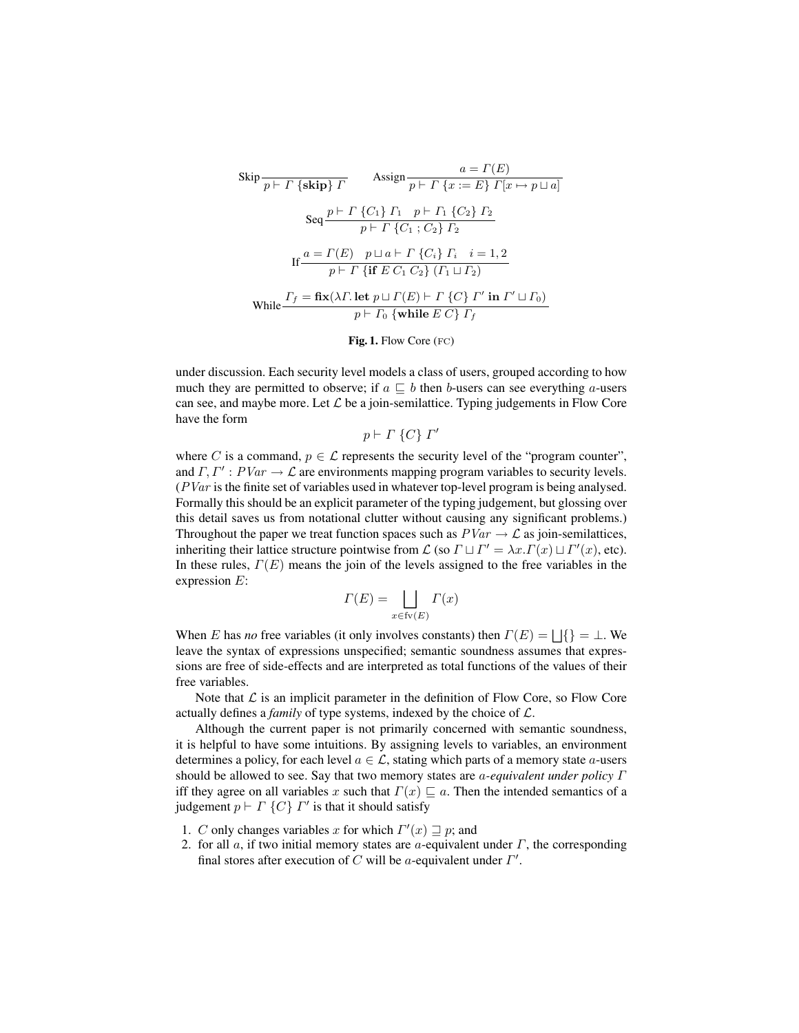$$\text{Skip}\ \frac{}{p \vdash \Gamma\ \{\mathbf{skip}\}\ \Gamma} \qquad \text{Assign}\ \frac{a = \Gamma(E)}{p \vdash \Gamma\ \{x := E\}\ \Gamma[x \mapsto p \sqcup a]}$$

$$\text{Seq}\ \frac{p \vdash \Gamma\ \{C_1\}\ \Gamma_1 \quad p \vdash \Gamma_1\ \{C_2\}\ \Gamma_2}{p \vdash \Gamma\ \{C_1\ ;\ C_2\}\ \Gamma_2}$$

$$\text{If}\ \frac{a = \Gamma(E) \quad p \sqcup a \vdash \Gamma\ \{C_i\}\ \Gamma_i \quad i = 1, 2}{p \vdash \Gamma\ \{\mathbf{if}\ E\ C_1\ C_2\}\ (\Gamma_1 \sqcup \Gamma_2)}$$

$$\text{While}\ \frac{\Gamma_f = \mathbf{fix}(\lambda\Gamma.\ \mathbf{let}\ p \sqcup \Gamma(E) \vdash \Gamma\ \{C\}\ \Gamma'\ \mathbf{in}\ \Gamma' \sqcup \Gamma_0)}{p \vdash \Gamma_0\ \{\mathbf{while}\ E\ C\}\ \Gamma_f}$$

**Fig. 1.** Flow Core (FC)

under discussion. Each security level models a class of users, grouped according to how much they are permitted to observe; if $a \sqsubseteq b$ then $b$-users can see everything $a$-users can see, and maybe more. Let $\mathcal{L}$ be a join-semilattice. Typing judgements in Flow Core have the form

$$p \vdash \Gamma\ \{C\}\ \Gamma'$$

where $C$ is a command, $p \in \mathcal{L}$ represents the security level of the "program counter", and $\Gamma, \Gamma' : PVar \to \mathcal{L}$ are environments mapping program variables to security levels. ($PVar$ is the finite set of variables used in whatever top-level program is being analysed. Formally this should be an explicit parameter of the typing judgement, but glossing over this detail saves us from notational clutter without causing any significant problems.) Throughout the paper we treat function spaces such as $PVar \to \mathcal{L}$ as join-semilattices, inheriting their lattice structure pointwise from $\mathcal{L}$ (so $\Gamma \sqcup \Gamma' = \lambda x. \Gamma(x) \sqcup \Gamma'(x)$, etc). In these rules, $\Gamma(E)$ means the join of the levels assigned to the free variables in the expression $E$:

$$\Gamma(E) = \bigsqcup_{x \in \mathrm{fv}(E)} \Gamma(x)$$

When $E$ has *no* free variables (it only involves constants) then $\Gamma(E) = \bigsqcup\{\} = \bot$. We leave the syntax of expressions unspecified; semantic soundness assumes that expressions are free of side-effects and are interpreted as total functions of the values of their free variables.

Note that $\mathcal{L}$ is an implicit parameter in the definition of Flow Core, so Flow Core actually defines a *family* of type systems, indexed by the choice of $\mathcal{L}$.

Although the current paper is not primarily concerned with semantic soundness, it is helpful to have some intuitions. By assigning levels to variables, an environment determines a policy, for each level $a \in \mathcal{L}$, stating which parts of a memory state $a$-users should be allowed to see. Say that two memory states are *$a$-equivalent under policy $\Gamma$* iff they agree on all variables $x$ such that $\Gamma(x) \sqsubseteq a$. Then the intended semantics of a judgement $p \vdash \Gamma\ \{C\}\ \Gamma'$ is that it should satisfy

1. $C$ only changes variables $x$ for which $\Gamma'(x) \sqsupseteq p$; and
2. for all $a$, if two initial memory states are $a$-equivalent under $\Gamma$, the corresponding final stores after execution of $C$ will be $a$-equivalent under $\Gamma'$.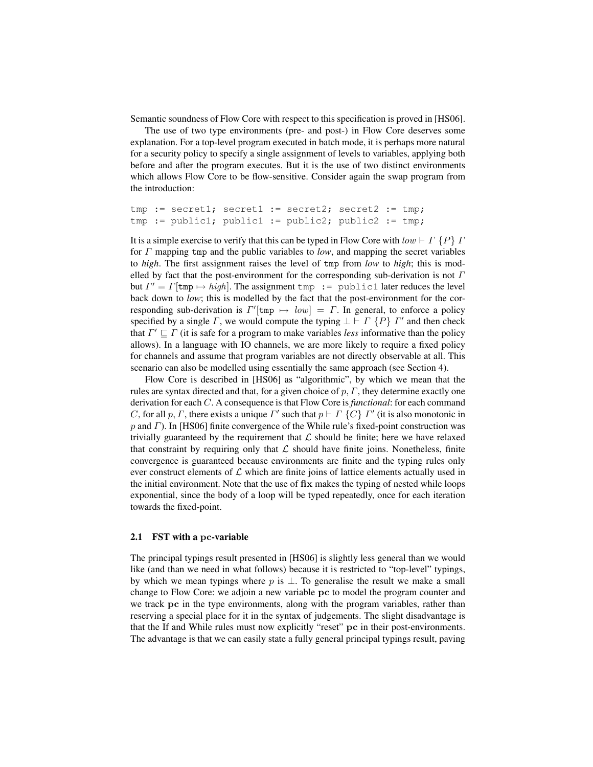Semantic soundness of Flow Core with respect to this specification is proved in [HS06].

The use of two type environments (pre- and post-) in Flow Core deserves some explanation. For a top-level program executed in batch mode, it is perhaps more natural for a security policy to specify a single assignment of levels to variables, applying both before and after the program executes. But it is the use of two distinct environments which allows Flow Core to be flow-sensitive. Consider again the swap program from the introduction:

```
tmp := secret1; secret1 := secret2; secret2 := tmp;
tmp := public1; public1 := public2; public2 := tmp;
```

It is a simple exercise to verify that this can be typed in Flow Core with $low \vdash \Gamma \; \{P\} \; \Gamma$ for $\Gamma$ mapping `tmp` and the public variables to *low*, and mapping the secret variables to *high*. The first assignment raises the level of `tmp` from *low* to *high*; this is modelled by fact that the post-environment for the corresponding sub-derivation is not $\Gamma$ but $\Gamma' = \Gamma[\texttt{tmp} \mapsto high]$. The assignment `tmp := public1` later reduces the level back down to *low*; this is modelled by the fact that the post-environment for the corresponding sub-derivation is $\Gamma'[\texttt{tmp} \mapsto low] = \Gamma$. In general, to enforce a policy specified by a single $\Gamma$, we would compute the typing $\bot \vdash \Gamma \; \{P\} \; \Gamma'$ and then check that $\Gamma' \sqsubseteq \Gamma$ (it is safe for a program to make variables *less* informative than the policy allows). In a language with IO channels, we are more likely to require a fixed policy for channels and assume that program variables are not directly observable at all. This scenario can also be modelled using essentially the same approach (see Section 4).

Flow Core is described in [HS06] as "algorithmic", by which we mean that the rules are syntax directed and that, for a given choice of $p, \Gamma$, they determine exactly one derivation for each $C$. A consequence is that Flow Core is *functional*: for each command $C$, for all $p, \Gamma$, there exists a unique $\Gamma'$ such that $p \vdash \Gamma \; \{C\} \; \Gamma'$ (it is also monotonic in $p$ and $\Gamma$). In [HS06] finite convergence of the While rule's fixed-point construction was trivially guaranteed by the requirement that $\mathcal{L}$ should be finite; here we have relaxed that constraint by requiring only that $\mathcal{L}$ should have finite joins. Nonetheless, finite convergence is guaranteed because environments are finite and the typing rules only ever construct elements of $\mathcal{L}$ which are finite joins of lattice elements actually used in the initial environment. Note that the use of **fix** makes the typing of nested while loops exponential, since the body of a loop will be typed repeatedly, once for each iteration towards the fixed-point.

### 2.1 FST with a pc-variable

The principal typings result presented in [HS06] is slightly less general than we would like (and than we need in what follows) because it is restricted to "top-level" typings, by which we mean typings where $p$ is $\bot$. To generalise the result we make a small change to Flow Core: we adjoin a new variable $\mathbf{pc}$ to model the program counter and we track $\mathbf{pc}$ in the type environments, along with the program variables, rather than reserving a special place for it in the syntax of judgements. The slight disadvantage is that the If and While rules must now explicitly "reset" $\mathbf{pc}$ in their post-environments. The advantage is that we can easily state a fully general principal typings result, paving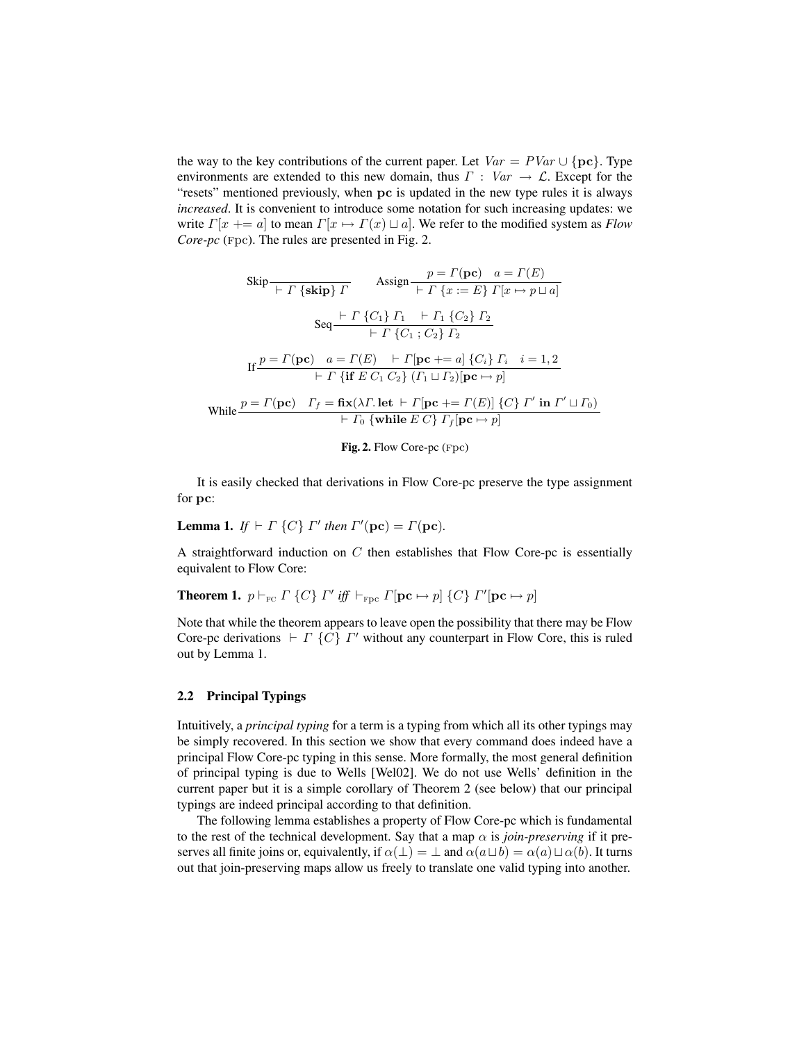the way to the key contributions of the current paper. Let $Var = PVar \cup \{\mathbf{pc}\}$. Type environments are extended to this new domain, thus $\Gamma : Var \to \mathcal{L}$. Except for the "resets" mentioned previously, when $\mathbf{pc}$ is updated in the new type rules it is always *increased*. It is convenient to introduce some notation for such increasing updates: we write $\Gamma[x \mathrel{+}= a]$ to mean $\Gamma[x \mapsto \Gamma(x) \sqcup a]$. We refer to the modified system as *Flow Core-pc* (Fpc). The rules are presented in Fig. 2.

$$\text{Skip}\,\frac{}{\vdash \Gamma\ \{\mathbf{skip}\}\ \Gamma} \qquad \text{Assign}\,\frac{p = \Gamma(\mathbf{pc}) \quad a = \Gamma(E)}{\vdash \Gamma\ \{x := E\}\ \Gamma[x \mapsto p \sqcup a]}$$

$$\text{Seq}\,\frac{\vdash \Gamma\ \{C_1\}\ \Gamma_1 \quad \vdash \Gamma_1\ \{C_2\}\ \Gamma_2}{\vdash \Gamma\ \{C_1\ ;\ C_2\}\ \Gamma_2}$$

$$\text{If}\,\frac{p = \Gamma(\mathbf{pc}) \quad a = \Gamma(E) \quad \vdash \Gamma[\mathbf{pc} \mathrel{+}= a]\ \{C_i\}\ \Gamma_i \quad i = 1, 2}{\vdash \Gamma\ \{\mathbf{if}\ E\ C_1\ C_2\}\ (\Gamma_1 \sqcup \Gamma_2)[\mathbf{pc} \mapsto p]}$$

$$\text{While}\,\frac{p = \Gamma(\mathbf{pc}) \quad \Gamma_f = \mathbf{fix}(\lambda\Gamma.\,\mathbf{let}\ \vdash \Gamma[\mathbf{pc} \mathrel{+}= \Gamma(E)]\ \{C\}\ \Gamma'\ \mathbf{in}\ \Gamma' \sqcup \Gamma_0)}{\vdash \Gamma_0\ \{\mathbf{while}\ E\ C\}\ \Gamma_f[\mathbf{pc} \mapsto p]}$$

**Fig. 2.** Flow Core-pc (Fpc)

It is easily checked that derivations in Flow Core-pc preserve the type assignment for $\mathbf{pc}$:

**Lemma 1.** *If* $\vdash \Gamma\ \{C\}\ \Gamma'$ *then* $\Gamma'(\mathbf{pc}) = \Gamma(\mathbf{pc})$.

A straightforward induction on $C$ then establishes that Flow Core-pc is essentially equivalent to Flow Core:

**Theorem 1.** $p \vdash_{\text{FC}} \Gamma\ \{C\}\ \Gamma'$ *iff* $\vdash_{\text{Fpc}} \Gamma[\mathbf{pc} \mapsto p]\ \{C\}\ \Gamma'[\mathbf{pc} \mapsto p]$

Note that while the theorem appears to leave open the possibility that there may be Flow Core-pc derivations $\vdash \Gamma\ \{C\}\ \Gamma'$ without any counterpart in Flow Core, this is ruled out by Lemma 1.

### 2.2 Principal Typings

Intuitively, a *principal typing* for a term is a typing from which all its other typings may be simply recovered. In this section we show that every command does indeed have a principal Flow Core-pc typing in this sense. More formally, the most general definition of principal typing is due to Wells [Wel02]. We do not use Wells' definition in the current paper but it is a simple corollary of Theorem 2 (see below) that our principal typings are indeed principal according to that definition.

The following lemma establishes a property of Flow Core-pc which is fundamental to the rest of the technical development. Say that a map $\alpha$ is *join-preserving* if it preserves all finite joins or, equivalently, if $\alpha(\bot) = \bot$ and $\alpha(a \sqcup b) = \alpha(a) \sqcup \alpha(b)$. It turns out that join-preserving maps allow us freely to translate one valid typing into another.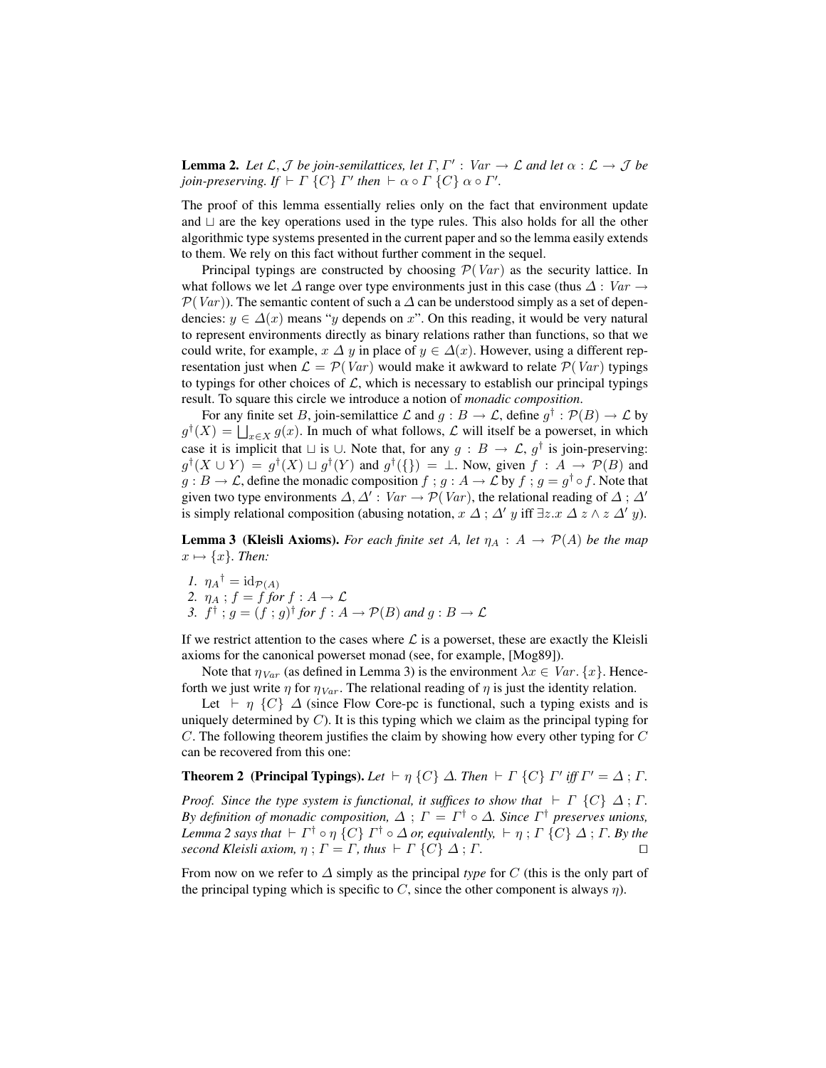**Lemma 2.** *Let $\mathcal{L}, \mathcal{J}$ be join-semilattices, let $\Gamma, \Gamma' : \mathit{Var} \to \mathcal{L}$ and let $\alpha : \mathcal{L} \to \mathcal{J}$ be join-preserving. If $\vdash \Gamma \; \{C\} \; \Gamma'$ then $\vdash \alpha \circ \Gamma \; \{C\} \; \alpha \circ \Gamma'$.*

The proof of this lemma essentially relies only on the fact that environment update and $\sqcup$ are the key operations used in the type rules. This also holds for all the other algorithmic type systems presented in the current paper and so the lemma easily extends to them. We rely on this fact without further comment in the sequel.

Principal typings are constructed by choosing $\mathcal{P}(\mathit{Var})$ as the security lattice. In what follows we let $\Delta$ range over type environments just in this case (thus $\Delta : \mathit{Var} \to \mathcal{P}(\mathit{Var})$). The semantic content of such a $\Delta$ can be understood simply as a set of dependencies: $y \in \Delta(x)$ means "$y$ depends on $x$". On this reading, it would be very natural to represent environments directly as binary relations rather than functions, so that we could write, for example, $x \; \Delta \; y$ in place of $y \in \Delta(x)$. However, using a different representation just when $\mathcal{L} = \mathcal{P}(\mathit{Var})$ would make it awkward to relate $\mathcal{P}(\mathit{Var})$ typings to typings for other choices of $\mathcal{L}$, which is necessary to establish our principal typings result. To square this circle we introduce a notion of *monadic composition*.

For any finite set $B$, join-semilattice $\mathcal{L}$ and $g : B \to \mathcal{L}$, define $g^\dagger : \mathcal{P}(B) \to \mathcal{L}$ by $g^\dagger(X) = \bigsqcup_{x \in X} g(x)$. In much of what follows, $\mathcal{L}$ will itself be a powerset, in which case it is implicit that $\sqcup$ is $\cup$. Note that, for any $g : B \to \mathcal{L}$, $g^\dagger$ is join-preserving: $g^\dagger(X \cup Y) = g^\dagger(X) \sqcup g^\dagger(Y)$ and $g^\dagger(\{\}) = \bot$. Now, given $f : A \to \mathcal{P}(B)$ and $g : B \to \mathcal{L}$, define the monadic composition $f \; ; g : A \to \mathcal{L}$ by $f \; ; g = g^\dagger \circ f$. Note that given two type environments $\Delta, \Delta' : \mathit{Var} \to \mathcal{P}(\mathit{Var})$, the relational reading of $\Delta \; ; \Delta'$ is simply relational composition (abusing notation, $x \; \Delta \; ; \Delta' \; y$ iff $\exists z . x \; \Delta \; z \wedge z \; \Delta' \; y$).

**Lemma 3 (Kleisli Axioms).** *For each finite set $A$, let $\eta_A : A \to \mathcal{P}(A)$ be the map $x \mapsto \{x\}$. Then:*

1. $\eta_A{}^\dagger = \mathrm{id}_{\mathcal{P}(A)}$
2. $\eta_A \; ; f = f$ *for* $f : A \to \mathcal{L}$
3. $f^\dagger \; ; g = (f \; ; g)^\dagger$ *for* $f : A \to \mathcal{P}(B)$ *and* $g : B \to \mathcal{L}$

If we restrict attention to the cases where $\mathcal{L}$ is a powerset, these are exactly the Kleisli axioms for the canonical powerset monad (see, for example, [Mog89]).

Note that $\eta_{\mathit{Var}}$ (as defined in Lemma 3) is the environment $\lambda x \in \mathit{Var} . \{x\}$. Henceforth we just write $\eta$ for $\eta_{\mathit{Var}}$. The relational reading of $\eta$ is just the identity relation.

Let $\vdash \eta \; \{C\} \; \Delta$ (since Flow Core-pc is functional, such a typing exists and is uniquely determined by $C$). It is this typing which we claim as the principal typing for $C$. The following theorem justifies the claim by showing how every other typing for $C$ can be recovered from this one:

**Theorem 2 (Principal Typings).** *Let $\vdash \eta \; \{C\} \; \Delta$. Then $\vdash \Gamma \; \{C\} \; \Gamma'$ iff $\Gamma' = \Delta \; ; \Gamma$.*

*Proof.* *Since the type system is functional, it suffices to show that $\vdash \Gamma \; \{C\} \; \Delta \; ; \Gamma$. By definition of monadic composition, $\Delta \; ; \Gamma = \Gamma^\dagger \circ \Delta$. Since $\Gamma^\dagger$ preserves unions, Lemma 2 says that $\vdash \Gamma^\dagger \circ \eta \; \{C\} \; \Gamma^\dagger \circ \Delta$ or, equivalently, $\vdash \eta \; ; \Gamma \; \{C\} \; \Delta \; ; \Gamma$. By the second Kleisli axiom, $\eta \; ; \Gamma = \Gamma$, thus $\vdash \Gamma \; \{C\} \; \Delta \; ; \Gamma$.* $\square$

From now on we refer to $\Delta$ simply as the principal *type* for $C$ (this is the only part of the principal typing which is specific to $C$, since the other component is always $\eta$).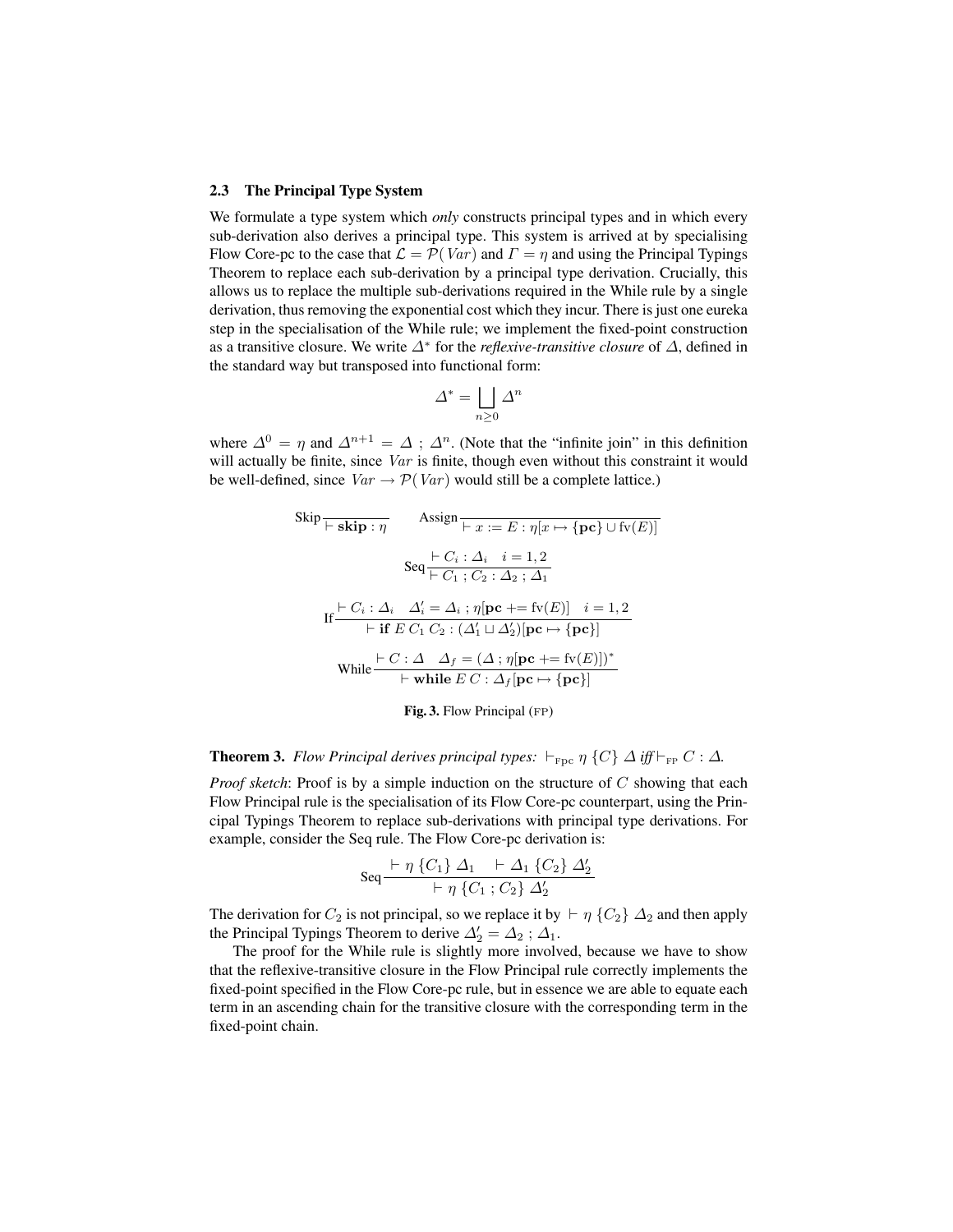### 2.3 The Principal Type System

We formulate a type system which *only* constructs principal types and in which every sub-derivation also derives a principal type. This system is arrived at by specialising Flow Core-pc to the case that $\mathcal{L} = \mathcal{P}(Var)$ and $\Gamma = \eta$ and using the Principal Typings Theorem to replace each sub-derivation by a principal type derivation. Crucially, this allows us to replace the multiple sub-derivations required in the While rule by a single derivation, thus removing the exponential cost which they incur. There is just one eureka step in the specialisation of the While rule; we implement the fixed-point construction as a transitive closure. We write $\Delta^*$ for the *reflexive-transitive closure* of $\Delta$, defined in the standard way but transposed into functional form:

$$\Delta^* = \bigsqcup_{n \geq 0} \Delta^n$$

where $\Delta^0 = \eta$ and $\Delta^{n+1} = \Delta \,;\, \Delta^n$. (Note that the "infinite join" in this definition will actually be finite, since $Var$ is finite, though even without this constraint it would be well-defined, since $Var \to \mathcal{P}(Var)$ would still be a complete lattice.)

$$\text{Skip}\frac{}{\vdash \mathbf{skip} : \eta} \qquad \text{Assign}\frac{}{\vdash x := E : \eta[x \mapsto \{\mathbf{pc}\} \cup \text{fv}(E)]}$$

$$\text{Seq}\frac{\vdash C_i : \Delta_i \quad i = 1,2}{\vdash C_1 \,;\, C_2 : \Delta_2 \,;\, \Delta_1}$$

$$\text{If}\frac{\vdash C_i : \Delta_i \quad \Delta_i' = \Delta_i \,;\, \eta[\mathbf{pc} \mathrel{+}= \text{fv}(E)] \quad i = 1,2}{\vdash \mathbf{if}\ E\ C_1\ C_2 : (\Delta_1' \sqcup \Delta_2')[\mathbf{pc} \mapsto \{\mathbf{pc}\}]}$$

$$\text{While}\frac{\vdash C : \Delta \quad \Delta_f = (\Delta \,;\, \eta[\mathbf{pc} \mathrel{+}= \text{fv}(E)])^*}{\vdash \mathbf{while}\ E\ C : \Delta_f[\mathbf{pc} \mapsto \{\mathbf{pc}\}]}$$

**Fig. 3.** Flow Principal (FP)

**Theorem 3.** *Flow Principal derives principal types:* $\vdash_{\text{Fpc}} \eta\ \{C\}\ \Delta$ *iff* $\vdash_{\text{FP}} C : \Delta$.

*Proof sketch*: Proof is by a simple induction on the structure of $C$ showing that each Flow Principal rule is the specialisation of its Flow Core-pc counterpart, using the Principal Typings Theorem to replace sub-derivations with principal type derivations. For example, consider the Seq rule. The Flow Core-pc derivation is:

$$\text{Seq}\frac{\vdash \eta\ \{C_1\}\ \Delta_1 \quad \vdash \Delta_1\ \{C_2\}\ \Delta_2'}{\vdash \eta\ \{C_1 \,;\, C_2\}\ \Delta_2'}$$

The derivation for $C_2$ is not principal, so we replace it by $\vdash \eta\ \{C_2\}\ \Delta_2$ and then apply the Principal Typings Theorem to derive $\Delta_2' = \Delta_2 \,;\, \Delta_1$.

The proof for the While rule is slightly more involved, because we have to show that the reflexive-transitive closure in the Flow Principal rule correctly implements the fixed-point specified in the Flow Core-pc rule, but in essence we are able to equate each term in an ascending chain for the transitive closure with the corresponding term in the fixed-point chain.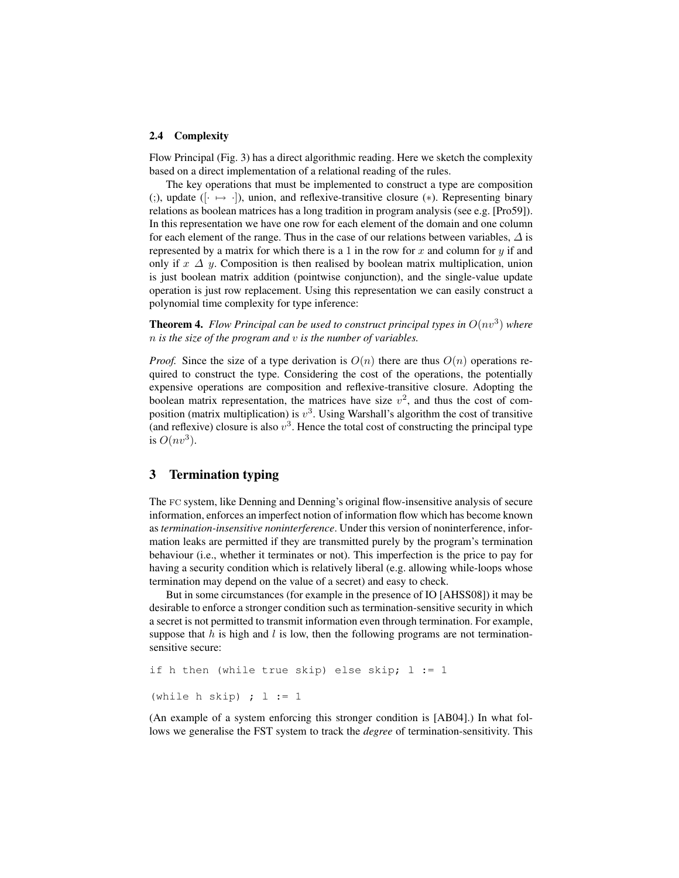### 2.4 Complexity

Flow Principal (Fig. 3) has a direct algorithmic reading. Here we sketch the complexity based on a direct implementation of a relational reading of the rules.

The key operations that must be implemented to construct a type are composition (;), update ($[\cdot \mapsto \cdot]$), union, and reflexive-transitive closure ($*$). Representing binary relations as boolean matrices has a long tradition in program analysis (see e.g. [Pro59]). In this representation we have one row for each element of the domain and one column for each element of the range. Thus in the case of our relations between variables, $\Delta$ is represented by a matrix for which there is a 1 in the row for $x$ and column for $y$ if and only if $x\ \Delta\ y$. Composition is then realised by boolean matrix multiplication, union is just boolean matrix addition (pointwise conjunction), and the single-value update operation is just row replacement. Using this representation we can easily construct a polynomial time complexity for type inference:

**Theorem 4.** *Flow Principal can be used to construct principal types in $O(nv^3)$ where $n$ is the size of the program and $v$ is the number of variables.*

*Proof.* Since the size of a type derivation is $O(n)$ there are thus $O(n)$ operations required to construct the type. Considering the cost of the operations, the potentially expensive operations are composition and reflexive-transitive closure. Adopting the boolean matrix representation, the matrices have size $v^2$, and thus the cost of composition (matrix multiplication) is $v^3$. Using Warshall's algorithm the cost of transitive (and reflexive) closure is also $v^3$. Hence the total cost of constructing the principal type is $O(nv^3)$.

## 3 Termination typing

The FC system, like Denning and Denning's original flow-insensitive analysis of secure information, enforces an imperfect notion of information flow which has become known as *termination-insensitive noninterference*. Under this version of noninterference, information leaks are permitted if they are transmitted purely by the program's termination behaviour (i.e., whether it terminates or not). This imperfection is the price to pay for having a security condition which is relatively liberal (e.g. allowing while-loops whose termination may depend on the value of a secret) and easy to check.

But in some circumstances (for example in the presence of IO [AHSS08]) it may be desirable to enforce a stronger condition such as termination-sensitive security in which a secret is not permitted to transmit information even through termination. For example, suppose that $h$ is high and $l$ is low, then the following programs are not termination-sensitive secure:

```
if h then (while true skip) else skip; l := 1
```

```
(while h skip) ; l := 1
```

(An example of a system enforcing this stronger condition is [AB04].) In what follows we generalise the FST system to track the *degree* of termination-sensitivity. This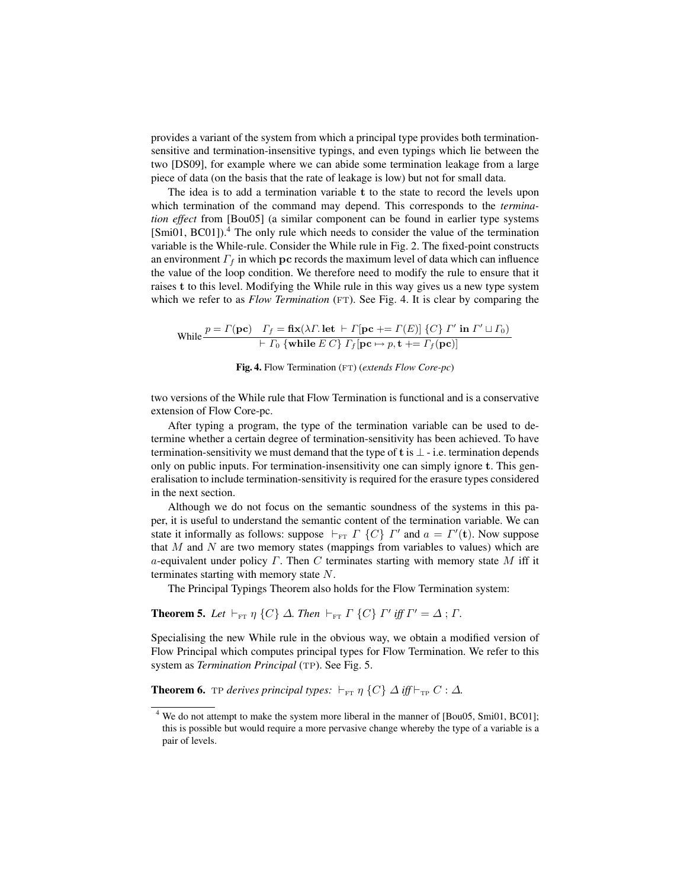provides a variant of the system from which a principal type provides both termination-sensitive and termination-insensitive typings, and even typings which lie between the two [DS09], for example where we can abide some termination leakage from a large piece of data (on the basis that the rate of leakage is low) but not for small data.

The idea is to add a termination variable $\mathbf{t}$ to the state to record the levels upon which termination of the command may depend. This corresponds to the *termination effect* from [Bou05] (a similar component can be found in earlier type systems [Smi01, BC01]).[4] The only rule which needs to consider the value of the termination variable is the While-rule. Consider the While rule in Fig. 2. The fixed-point constructs an environment $\Gamma_f$ in which $\mathbf{pc}$ records the maximum level of data which can influence the value of the loop condition. We therefore need to modify the rule to ensure that it raises $\mathbf{t}$ to this level. Modifying the While rule in this way gives us a new type system which we refer to as *Flow Termination* (FT). See Fig. 4. It is clear by comparing the

$$\text{While}\,\frac{p = \Gamma(\mathbf{pc}) \quad \Gamma_f = \mathbf{fix}(\lambda\Gamma.\,\mathbf{let}\ \vdash \Gamma[\mathbf{pc} \mathrel{+}= \Gamma(E)]\ \{C\}\ \Gamma'\ \mathbf{in}\ \Gamma' \sqcup \Gamma_0)}{\vdash \Gamma_0\ \{\mathbf{while}\ E\ C\}\ \Gamma_f[\mathbf{pc} \mapsto p, \mathbf{t} \mathrel{+}= \Gamma_f(\mathbf{pc})]}$$

**Fig. 4.** Flow Termination (FT) (*extends Flow Core-pc*)

two versions of the While rule that Flow Termination is functional and is a conservative extension of Flow Core-pc.

After typing a program, the type of the termination variable can be used to determine whether a certain degree of termination-sensitivity has been achieved. To have termination-sensitivity we must demand that the type of $\mathbf{t}$ is $\bot$ - i.e. termination depends only on public inputs. For termination-insensitivity one can simply ignore $\mathbf{t}$. This generalisation to include termination-sensitivity is required for the erasure types considered in the next section.

Although we do not focus on the semantic soundness of the systems in this paper, it is useful to understand the semantic content of the termination variable. We can state it informally as follows: suppose $\vdash_{\text{FT}} \Gamma\ \{C\}\ \Gamma'$ and $a = \Gamma'(\mathbf{t})$. Now suppose that $M$ and $N$ are two memory states (mappings from variables to values) which are $a$-equivalent under policy $\Gamma$. Then $C$ terminates starting with memory state $M$ iff it terminates starting with memory state $N$.

The Principal Typings Theorem also holds for the Flow Termination system:

**Theorem 5.** *Let* $\vdash_{\text{FT}} \eta\ \{C\}\ \Delta$. *Then* $\vdash_{\text{FT}} \Gamma\ \{C\}\ \Gamma'$ *iff* $\Gamma' = \Delta\ ;\ \Gamma$.

Specialising the new While rule in the obvious way, we obtain a modified version of Flow Principal which computes principal types for Flow Termination. We refer to this system as *Termination Principal* (TP). See Fig. 5.

**Theorem 6.** TP *derives principal types:* $\vdash_{\text{FT}} \eta\ \{C\}\ \Delta$ *iff* $\vdash_{\text{TP}} C : \Delta$.

[4] We do not attempt to make the system more liberal in the manner of [Bou05, Smi01, BC01]; this is possible but would require a more pervasive change whereby the type of a variable is a pair of levels.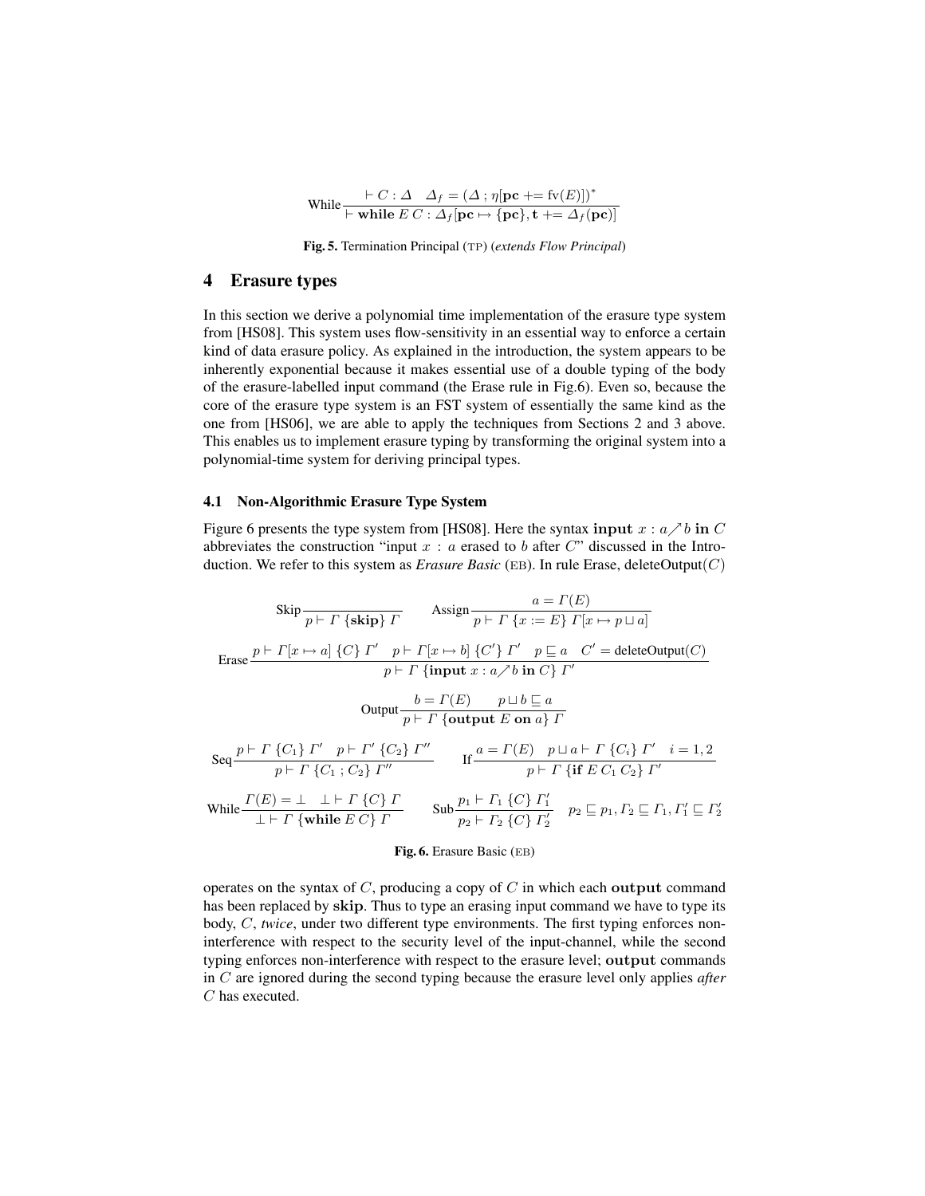$$\text{While}\;\frac{\vdash C : \Delta \quad \Delta_f = (\Delta \,;\, \eta[\mathbf{pc} \mathrel{+}= \mathrm{fv}(E)])^*}{\vdash \mathbf{while}\; E\; C : \Delta_f[\mathbf{pc} \mapsto \{\mathbf{pc}\}, \mathbf{t} \mathrel{+}= \Delta_f(\mathbf{pc})]}$$

**Fig. 5.** Termination Principal (TP) (*extends Flow Principal*)

## 4 Erasure types

In this section we derive a polynomial time implementation of the erasure type system from [HS08]. This system uses flow-sensitivity in an essential way to enforce a certain kind of data erasure policy. As explained in the introduction, the system appears to be inherently exponential because it makes essential use of a double typing of the body of the erasure-labelled input command (the Erase rule in Fig.6). Even so, because the core of the erasure type system is an FST system of essentially the same kind as the one from [HS06], we are able to apply the techniques from Sections 2 and 3 above. This enables us to implement erasure typing by transforming the original system into a polynomial-time system for deriving principal types.

### 4.1 Non-Algorithmic Erasure Type System

Figure 6 presents the type system from [HS08]. Here the syntax **input** $x : a \nearrow b$ **in** $C$ abbreviates the construction "input $x : a$ erased to $b$ after $C$" discussed in the Introduction. We refer to this system as *Erasure Basic* (EB). In rule Erase, deleteOutput($C$)

$$\text{Skip}\;\frac{}{p \vdash \Gamma\; \{\mathbf{skip}\}\; \Gamma} \qquad \text{Assign}\;\frac{a = \Gamma(E)}{p \vdash \Gamma\; \{x := E\}\; \Gamma[x \mapsto p \sqcup a]}$$

$$\text{Erase}\;\frac{p \vdash \Gamma[x \mapsto a]\; \{C\}\; \Gamma' \quad p \vdash \Gamma[x \mapsto b]\; \{C'\}\; \Gamma' \quad p \sqsubseteq a \quad C' = \text{deleteOutput}(C)}{p \vdash \Gamma\; \{\mathbf{input}\; x : a \nearrow b\; \mathbf{in}\; C\}\; \Gamma'}$$

$$\text{Output}\;\frac{b = \Gamma(E) \qquad p \sqcup b \sqsubseteq a}{p \vdash \Gamma\; \{\mathbf{output}\; E\; \mathbf{on}\; a\}\; \Gamma}$$

$$\text{Seq}\;\frac{p \vdash \Gamma\; \{C_1\}\; \Gamma' \quad p \vdash \Gamma'\; \{C_2\}\; \Gamma''}{p \vdash \Gamma\; \{C_1 \,;\, C_2\}\; \Gamma''} \qquad \text{If}\;\frac{a = \Gamma(E) \quad p \sqcup a \vdash \Gamma\; \{C_i\}\; \Gamma' \quad i = 1, 2}{p \vdash \Gamma\; \{\mathbf{if}\; E\; C_1\; C_2\}\; \Gamma'}$$

$$\text{While}\;\frac{\Gamma(E) = \bot \quad \bot \vdash \Gamma\; \{C\}\; \Gamma}{\bot \vdash \Gamma\; \{\mathbf{while}\; E\; C\}\; \Gamma} \qquad \text{Sub}\;\frac{p_1 \vdash \Gamma_1\; \{C\}\; \Gamma_1'}{p_2 \vdash \Gamma_2\; \{C\}\; \Gamma_2'} \quad p_2 \sqsubseteq p_1, \Gamma_2 \sqsubseteq \Gamma_1, \Gamma_1' \sqsubseteq \Gamma_2'$$

**Fig. 6.** Erasure Basic (EB)

operates on the syntax of $C$, producing a copy of $C$ in which each **output** command has been replaced by **skip**. Thus to type an erasing input command we have to type its body, $C$, *twice*, under two different type environments. The first typing enforces non-interference with respect to the security level of the input-channel, while the second typing enforces non-interference with respect to the erasure level; **output** commands in $C$ are ignored during the second typing because the erasure level only applies *after* $C$ has executed.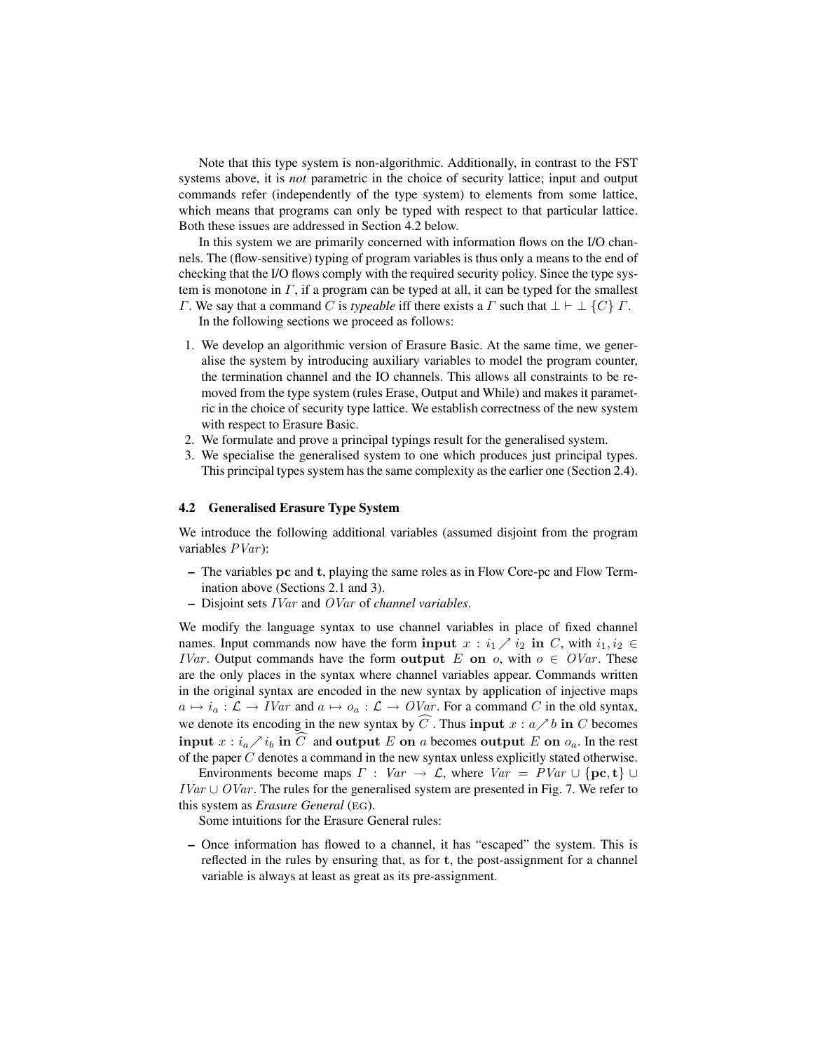Note that this type system is non-algorithmic. Additionally, in contrast to the FST systems above, it is *not* parametric in the choice of security lattice; input and output commands refer (independently of the type system) to elements from some lattice, which means that programs can only be typed with respect to that particular lattice. Both these issues are addressed in Section 4.2 below.

In this system we are primarily concerned with information flows on the I/O channels. The (flow-sensitive) typing of program variables is thus only a means to the end of checking that the I/O flows comply with the required security policy. Since the type system is monotone in $\Gamma$, if a program can be typed at all, it can be typed for the smallest $\Gamma$. We say that a command $C$ is *typeable* iff there exists a $\Gamma$ such that $\bot \vdash \bot \; \{C\} \; \Gamma$.

In the following sections we proceed as follows:

1. We develop an algorithmic version of Erasure Basic. At the same time, we generalise the system by introducing auxiliary variables to model the program counter, the termination channel and the IO channels. This allows all constraints to be removed from the type system (rules Erase, Output and While) and makes it parametric in the choice of security type lattice. We establish correctness of the new system with respect to Erasure Basic.
2. We formulate and prove a principal typings result for the generalised system.
3. We specialise the generalised system to one which produces just principal types. This principal types system has the same complexity as the earlier one (Section 2.4).

### 4.2 Generalised Erasure Type System

We introduce the following additional variables (assumed disjoint from the program variables $PVar$):

- The variables $\mathbf{pc}$ and $\mathbf{t}$, playing the same roles as in Flow Core-pc and Flow Termination above (Sections 2.1 and 3).
- Disjoint sets $IVar$ and $OVar$ of *channel variables*.

We modify the language syntax to use channel variables in place of fixed channel names. Input commands now have the form $\textbf{input}\ x : i_1 \nearrow i_2\ \textbf{in}\ C$, with $i_1, i_2 \in IVar$. Output commands have the form $\textbf{output}\ E\ \textbf{on}\ o$, with $o \in OVar$. These are the only places in the syntax where channel variables appear. Commands written in the original syntax are encoded in the new syntax by application of injective maps $a \mapsto i_a : \mathcal{L} \to IVar$ and $a \mapsto o_a : \mathcal{L} \to OVar$. For a command $C$ in the old syntax, we denote its encoding in the new syntax by $\widehat{C}$. Thus $\textbf{input}\ x : a \nearrow b\ \textbf{in}\ C$ becomes $\textbf{input}\ x : i_a \nearrow i_b\ \textbf{in}\ \widehat{C}$ and $\textbf{output}\ E\ \textbf{on}\ a$ becomes $\textbf{output}\ E\ \textbf{on}\ o_a$. In the rest of the paper $C$ denotes a command in the new syntax unless explicitly stated otherwise.

Environments become maps $\Gamma : Var \to \mathcal{L}$, where $Var = PVar \cup \{\mathbf{pc}, \mathbf{t}\} \cup IVar \cup OVar$. The rules for the generalised system are presented in Fig. 7. We refer to this system as *Erasure General* (EG).

Some intuitions for the Erasure General rules:

- Once information has flowed to a channel, it has "escaped" the system. This is reflected in the rules by ensuring that, as for $\mathbf{t}$, the post-assignment for a channel variable is always at least as great as its pre-assignment.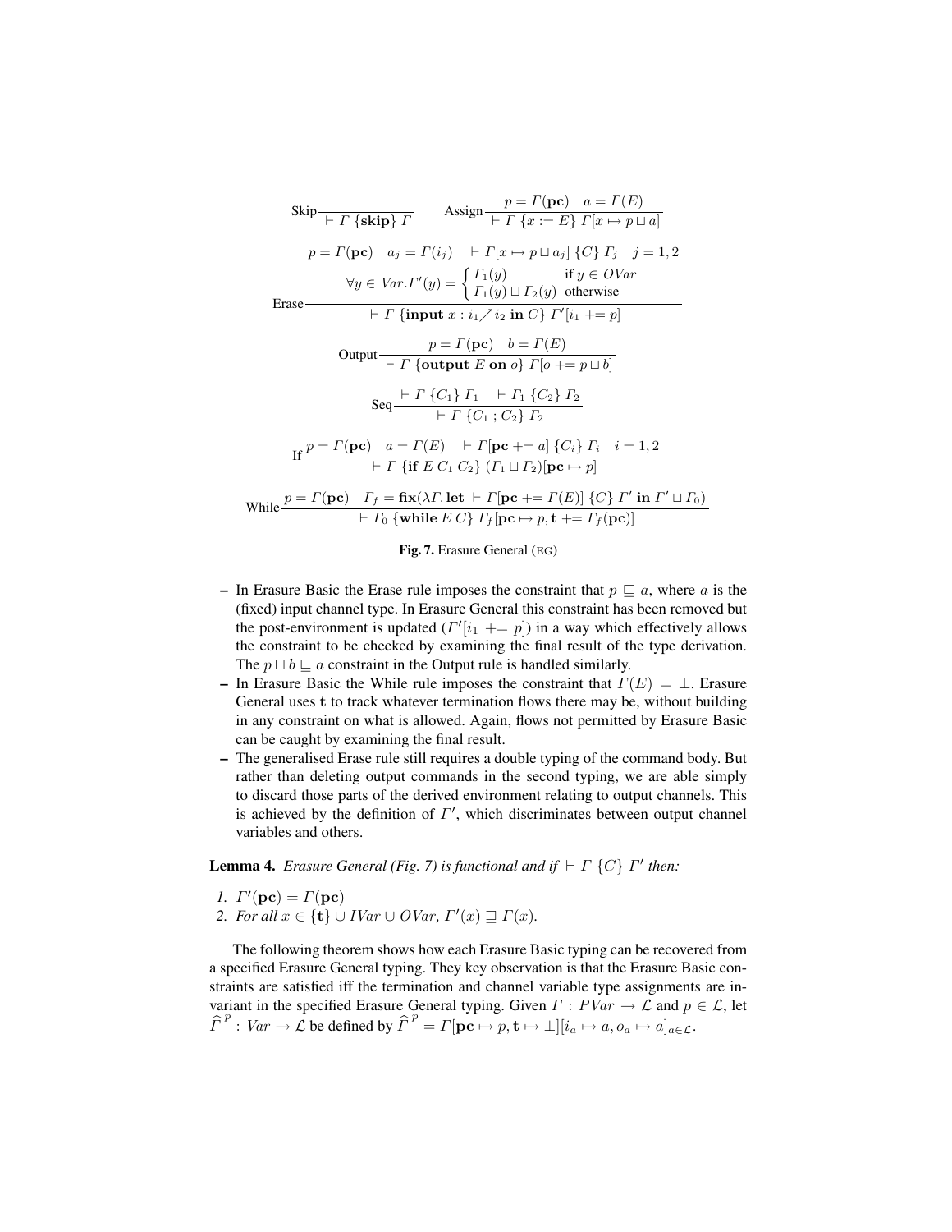$$\text{Skip}\frac{}{\vdash \Gamma\ \{\mathbf{skip}\}\ \Gamma} \qquad \text{Assign}\frac{p = \Gamma(\mathbf{pc}) \quad a = \Gamma(E)}{\vdash \Gamma\ \{x := E\}\ \Gamma[x \mapsto p \sqcup a]}$$

$$\text{Erase}\frac{\begin{array}{c} p = \Gamma(\mathbf{pc}) \quad a_j = \Gamma(i_j) \quad \vdash \Gamma[x \mapsto p \sqcup a_j]\ \{C\}\ \Gamma_j \quad j = 1,2 \\ \forall y \in Var. \Gamma'(y) = \begin{cases} \Gamma_1(y) & \text{if } y \in OVar \\ \Gamma_1(y) \sqcup \Gamma_2(y) & \text{otherwise} \end{cases} \end{array}}{\vdash \Gamma\ \{\mathbf{input}\ x : i_1 \nearrow i_2\ \mathbf{in}\ C\}\ \Gamma'[i_1 \mathrel{+}= p]}$$

$$\text{Output}\frac{p = \Gamma(\mathbf{pc}) \quad b = \Gamma(E)}{\vdash \Gamma\ \{\mathbf{output}\ E\ \mathbf{on}\ o\}\ \Gamma[o \mathrel{+}= p \sqcup b]}$$

$$\text{Seq}\frac{\vdash \Gamma\ \{C_1\}\ \Gamma_1 \quad \vdash \Gamma_1\ \{C_2\}\ \Gamma_2}{\vdash \Gamma\ \{C_1\ ;\ C_2\}\ \Gamma_2}$$

$$\text{If}\frac{p = \Gamma(\mathbf{pc}) \quad a = \Gamma(E) \quad \vdash \Gamma[\mathbf{pc} \mathrel{+}= a]\ \{C_i\}\ \Gamma_i \quad i = 1,2}{\vdash \Gamma\ \{\mathbf{if}\ E\ C_1\ C_2\}\ (\Gamma_1 \sqcup \Gamma_2)[\mathbf{pc} \mapsto p]}$$

$$\text{While}\frac{p = \Gamma(\mathbf{pc}) \quad \Gamma_f = \mathbf{fix}(\lambda\Gamma.\, \mathbf{let}\ \vdash \Gamma[\mathbf{pc} \mathrel{+}= \Gamma(E)]\ \{C\}\ \Gamma'\ \mathbf{in}\ \Gamma' \sqcup \Gamma_0)}{\vdash \Gamma_0\ \{\mathbf{while}\ E\ C\}\ \Gamma_f[\mathbf{pc} \mapsto p, \mathbf{t} \mathrel{+}= \Gamma_f(\mathbf{pc})]}$$

**Fig. 7.** Erasure General (EG)

- In Erasure Basic the Erase rule imposes the constraint that $p \sqsubseteq a$, where $a$ is the (fixed) input channel type. In Erasure General this constraint has been removed but the post-environment is updated ($\Gamma'[i_1 \mathrel{+}= p]$) in a way which effectively allows the constraint to be checked by examining the final result of the type derivation. The $p \sqcup b \sqsubseteq a$ constraint in the Output rule is handled similarly.
- In Erasure Basic the While rule imposes the constraint that $\Gamma(E) = \bot$. Erasure General uses $\mathbf{t}$ to track whatever termination flows there may be, without building in any constraint on what is allowed. Again, flows not permitted by Erasure Basic can be caught by examining the final result.
- The generalised Erase rule still requires a double typing of the command body. But rather than deleting output commands in the second typing, we are able simply to discard those parts of the derived environment relating to output channels. This is achieved by the definition of $\Gamma'$, which discriminates between output channel variables and others.

**Lemma 4.** *Erasure General (Fig. 7) is functional and if* $\vdash \Gamma\ \{C\}\ \Gamma'$ *then:*

1. $\Gamma'(\mathbf{pc}) = \Gamma(\mathbf{pc})$
2. *For all* $x \in \{\mathbf{t}\} \cup IVar \cup OVar$, $\Gamma'(x) \sqsupseteq \Gamma(x)$.

The following theorem shows how each Erasure Basic typing can be recovered from a specified Erasure General typing. They key observation is that the Erasure Basic constraints are satisfied iff the termination and channel variable type assignments are invariant in the specified Erasure General typing. Given $\Gamma : PVar \to \mathcal{L}$ and $p \in \mathcal{L}$, let $\widehat{\Gamma}^{\,p} : Var \to \mathcal{L}$ be defined by $\widehat{\Gamma}^{\,p} = \Gamma[\mathbf{pc} \mapsto p, \mathbf{t} \mapsto \bot][i_a \mapsto a, o_a \mapsto a]_{a \in \mathcal{L}}$.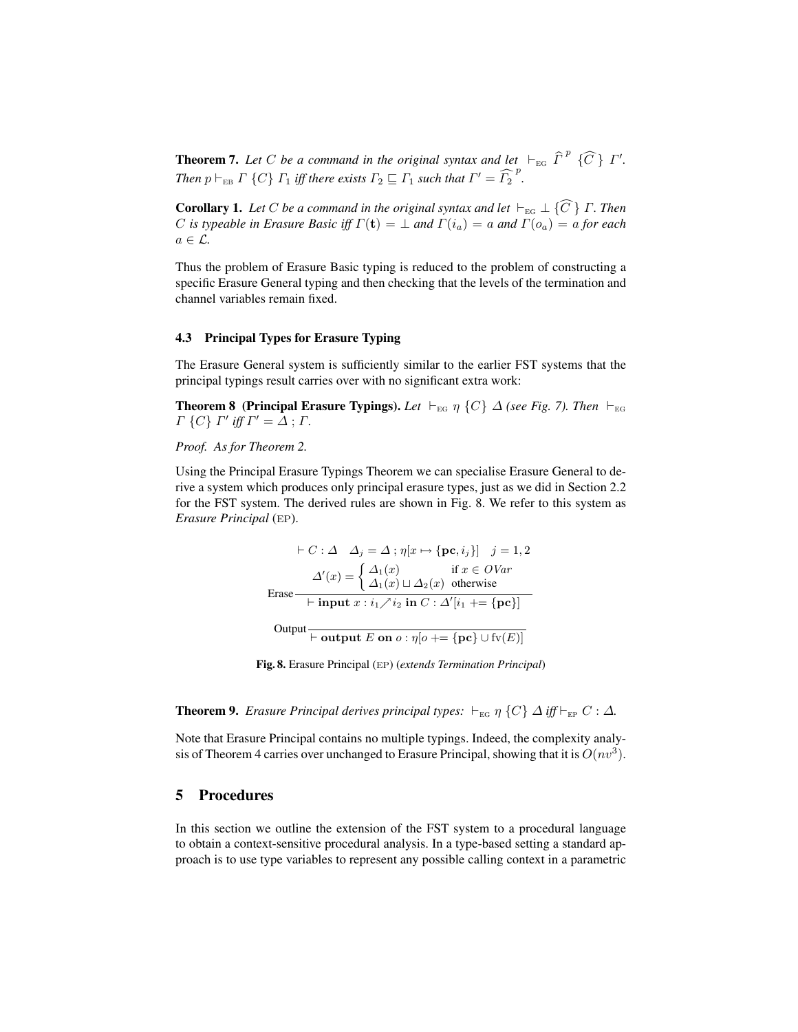**Theorem 7.** *Let $C$ be a command in the original syntax and let $\vdash_{\text{EG}} \widehat{\Gamma}^{\,p}\ \{\widehat{C}\}\ \Gamma'$. Then $p \vdash_{\text{EB}} \Gamma\ \{C\}\ \Gamma_1$ iff there exists $\Gamma_2 \sqsubseteq \Gamma_1$ such that $\Gamma' = \widehat{\Gamma_2}^{\,p}$.*

**Corollary 1.** *Let $C$ be a command in the original syntax and let $\vdash_{\text{EG}} \bot\ \{\widehat{C}\}\ \Gamma$. Then $C$ is typeable in Erasure Basic iff $\Gamma(\mathbf{t}) = \bot$ and $\Gamma(i_a) = a$ and $\Gamma(o_a) = a$ for each $a \in \mathcal{L}$.*

Thus the problem of Erasure Basic typing is reduced to the problem of constructing a specific Erasure General typing and then checking that the levels of the termination and channel variables remain fixed.

### 4.3 Principal Types for Erasure Typing

The Erasure General system is sufficiently similar to the earlier FST systems that the principal typings result carries over with no significant extra work:

**Theorem 8 (Principal Erasure Typings).** *Let $\vdash_{\text{EG}} \eta\ \{C\}\ \Delta$ (see Fig. 7). Then $\vdash_{\text{EG}} \Gamma\ \{C\}\ \Gamma'$ iff $\Gamma' = \Delta\ ;\ \Gamma$.*

*Proof.* As for Theorem 2.

Using the Principal Erasure Typings Theorem we can specialise Erasure General to derive a system which produces only principal erasure types, just as we did in Section 2.2 for the FST system. The derived rules are shown in Fig. 8. We refer to this system as *Erasure Principal* (EP).

$$\text{Erase}\ \frac{\vdash C : \Delta \quad \Delta_j = \Delta\ ;\ \eta[x \mapsto \{\mathbf{pc}, i_j\}] \quad j = 1, 2 \qquad \Delta'(x) = \begin{cases} \Delta_1(x) & \text{if } x \in OVar \\ \Delta_1(x) \sqcup \Delta_2(x) & \text{otherwise} \end{cases}}{\vdash \textbf{input } x : i_1 \nearrow i_2 \textbf{ in } C : \Delta'[i_1 \mathrel{+}= \{\mathbf{pc}\}]}$$

$$\text{Output}\ \frac{}{\vdash \textbf{output } E \textbf{ on } o : \eta[o \mathrel{+}= \{\mathbf{pc}\} \cup \text{fv}(E)]}$$

**Fig. 8.** Erasure Principal (EP) (*extends Termination Principal*)

**Theorem 9.** *Erasure Principal derives principal types: $\vdash_{\text{EG}} \eta\ \{C\}\ \Delta$ iff $\vdash_{\text{EP}} C : \Delta$.*

Note that Erasure Principal contains no multiple typings. Indeed, the complexity analysis of Theorem 4 carries over unchanged to Erasure Principal, showing that it is $O(nv^3)$.

## 5 Procedures

In this section we outline the extension of the FST system to a procedural language to obtain a context-sensitive procedural analysis. In a type-based setting a standard approach is to use type variables to represent any possible calling context in a parametric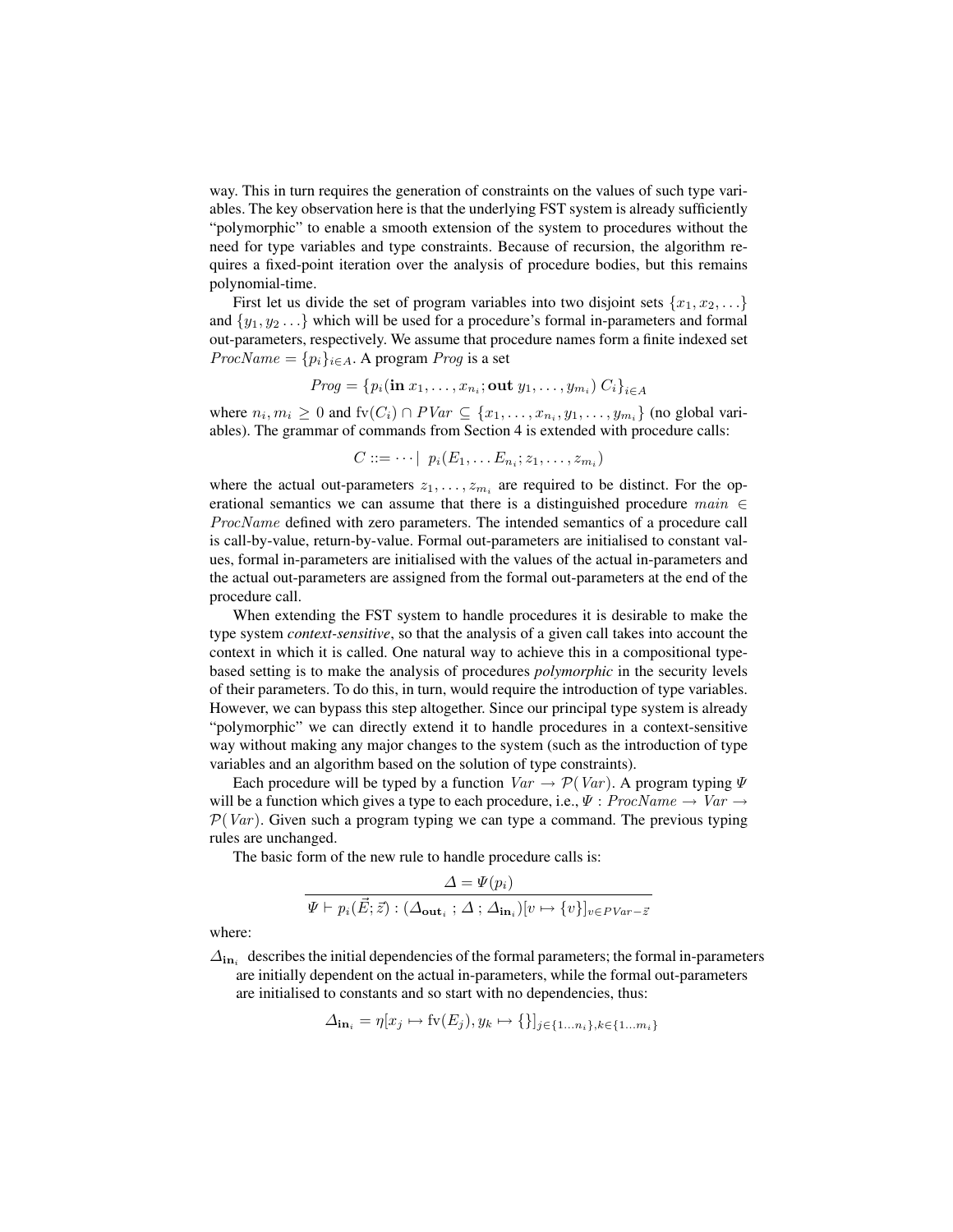way. This in turn requires the generation of constraints on the values of such type variables. The key observation here is that the underlying FST system is already sufficiently "polymorphic" to enable a smooth extension of the system to procedures without the need for type variables and type constraints. Because of recursion, the algorithm requires a fixed-point iteration over the analysis of procedure bodies, but this remains polynomial-time.

First let us divide the set of program variables into two disjoint sets $\{x_1, x_2, \ldots\}$ and $\{y_1, y_2 \ldots\}$ which will be used for a procedure's formal in-parameters and formal out-parameters, respectively. We assume that procedure names form a finite indexed set $\mathit{ProcName} = \{p_i\}_{i \in A}$. A program $\mathit{Prog}$ is a set

$$\mathit{Prog} = \{p_i(\mathbf{in}\ x_1, \ldots, x_{n_i}; \mathbf{out}\ y_1, \ldots, y_{m_i})\ C_i\}_{i \in A}$$

where $n_i, m_i \geq 0$ and $\mathrm{fv}(C_i) \cap \mathit{PVar} \subseteq \{x_1, \ldots, x_{n_i}, y_1, \ldots, y_{m_i}\}$ (no global variables). The grammar of commands from Section 4 is extended with procedure calls:

$$C ::= \cdots \mid\ p_i(E_1, \ldots E_{n_i}; z_1, \ldots, z_{m_i})$$

where the actual out-parameters $z_1, \ldots, z_{m_i}$ are required to be distinct. For the operational semantics we can assume that there is a distinguished procedure $\mathit{main} \in \mathit{ProcName}$ defined with zero parameters. The intended semantics of a procedure call is call-by-value, return-by-value. Formal out-parameters are initialised to constant values, formal in-parameters are initialised with the values of the actual in-parameters and the actual out-parameters are assigned from the formal out-parameters at the end of the procedure call.

When extending the FST system to handle procedures it is desirable to make the type system *context-sensitive*, so that the analysis of a given call takes into account the context in which it is called. One natural way to achieve this in a compositional type-based setting is to make the analysis of procedures *polymorphic* in the security levels of their parameters. To do this, in turn, would require the introduction of type variables. However, we can bypass this step altogether. Since our principal type system is already "polymorphic" we can directly extend it to handle procedures in a context-sensitive way without making any major changes to the system (such as the introduction of type variables and an algorithm based on the solution of type constraints).

Each procedure will be typed by a function $\mathit{Var} \to \mathcal{P}(\mathit{Var})$. A program typing $\Psi$ will be a function which gives a type to each procedure, i.e., $\Psi : \mathit{ProcName} \to \mathit{Var} \to \mathcal{P}(\mathit{Var})$. Given such a program typing we can type a command. The previous typing rules are unchanged.

The basic form of the new rule to handle procedure calls is:

$$\frac{\Delta = \Psi(p_i)}{\Psi \vdash p_i(\vec{E}; \vec{z}) : (\Delta_{\mathbf{out}_i}\ ;\ \Delta\ ;\ \Delta_{\mathbf{in}_i})[v \mapsto \{v\}]_{v \in \mathit{PVar} - \vec{z}}}$$

where:

$\Delta_{\mathbf{in}_i}$ describes the initial dependencies of the formal parameters; the formal in-parameters are initially dependent on the actual in-parameters, while the formal out-parameters are initialised to constants and so start with no dependencies, thus:

$$\Delta_{\mathbf{in}_i} = \eta[x_j \mapsto \mathrm{fv}(E_j), y_k \mapsto \{\}]_{j \in \{1 \ldots n_i\}, k \in \{1 \ldots m_i\}}$$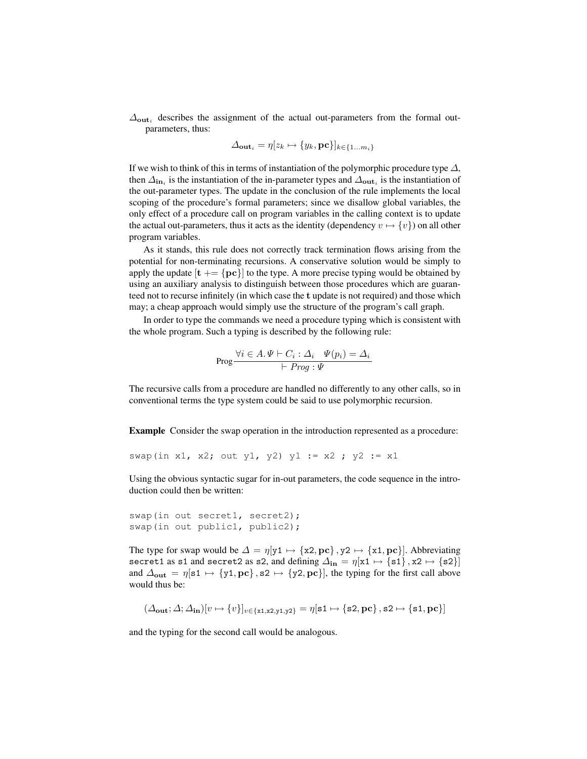$\Delta_{\mathbf{out}_i}$ describes the assignment of the actual out-parameters from the formal out-parameters, thus:

$$\Delta_{\mathbf{out}_i} = \eta[z_k \mapsto \{y_k, \mathbf{pc}\}]_{k \in \{1 \ldots m_i\}}$$

If we wish to think of this in terms of instantiation of the polymorphic procedure type $\Delta$, then $\Delta_{\mathbf{in}_i}$ is the instantiation of the in-parameter types and $\Delta_{\mathbf{out}_i}$ is the instantiation of the out-parameter types. The update in the conclusion of the rule implements the local scoping of the procedure's formal parameters; since we disallow global variables, the only effect of a procedure call on program variables in the calling context is to update the actual out-parameters, thus it acts as the identity (dependency $v \mapsto \{v\}$) on all other program variables.

As it stands, this rule does not correctly track termination flows arising from the potential for non-terminating recursions. A conservative solution would be simply to apply the update $[\mathbf{t} \mathrel{+}= \{\mathbf{pc}\}]$ to the type. A more precise typing would be obtained by using an auxiliary analysis to distinguish between those procedures which are guaranteed not to recurse infinitely (in which case the $\mathbf{t}$ update is not required) and those which may; a cheap approach would simply use the structure of the program's call graph.

In order to type the commands we need a procedure typing which is consistent with the whole program. Such a typing is described by the following rule:

$$\text{Prog}\,\frac{\forall i \in A.\, \Psi \vdash C_i : \Delta_i \quad \Psi(p_i) = \Delta_i}{\vdash \mathit{Prog} : \Psi}$$

The recursive calls from a procedure are handled no differently to any other calls, so in conventional terms the type system could be said to use polymorphic recursion.

**Example** Consider the swap operation in the introduction represented as a procedure:

```
swap(in x1, x2; out y1, y2) y1 := x2 ; y2 := x1
```

Using the obvious syntactic sugar for in-out parameters, the code sequence in the introduction could then be written:

```
swap(in out secret1, secret2);
swap(in out public1, public2);
```

The type for swap would be $\Delta = \eta[\mathtt{y1} \mapsto \{\mathtt{x2}, \mathbf{pc}\}, \mathtt{y2} \mapsto \{\mathtt{x1}, \mathbf{pc}\}]$. Abbreviating secret1 as s1 and secret2 as s2, and defining $\Delta_{\mathbf{in}} = \eta[\mathtt{x1} \mapsto \{\mathtt{s1}\}, \mathtt{x2} \mapsto \{\mathtt{s2}\}]$ and $\Delta_{\mathbf{out}} = \eta[\mathtt{s1} \mapsto \{\mathtt{y1}, \mathbf{pc}\}, \mathtt{s2} \mapsto \{\mathtt{y2}, \mathbf{pc}\}]$, the typing for the first call above would thus be:

$$(\Delta_{\mathbf{out}}; \Delta; \Delta_{\mathbf{in}})[v \mapsto \{v\}]_{v \in \{\mathtt{x1}, \mathtt{x2}, \mathtt{y1}, \mathtt{y2}\}} = \eta[\mathtt{s1} \mapsto \{\mathtt{s2}, \mathbf{pc}\}, \mathtt{s2} \mapsto \{\mathtt{s1}, \mathbf{pc}\}]$$

and the typing for the second call would be analogous.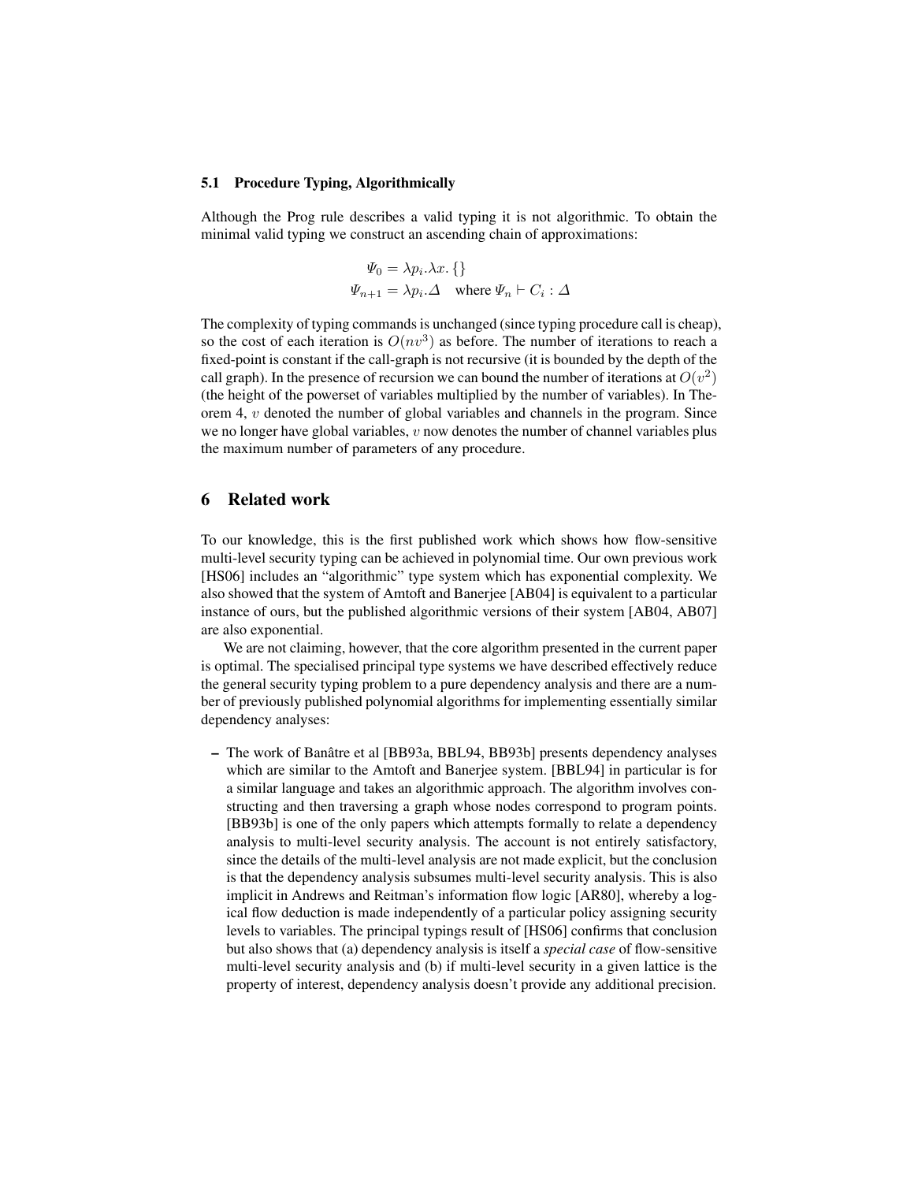### 5.1 Procedure Typing, Algorithmically

Although the Prog rule describes a valid typing it is not algorithmic. To obtain the minimal valid typing we construct an ascending chain of approximations:

$$
\begin{aligned}
\Psi_0 &= \lambda p_i.\lambda x.\{\} \\
\Psi_{n+1} &= \lambda p_i.\Delta \quad \text{where } \Psi_n \vdash C_i : \Delta
\end{aligned}
$$

The complexity of typing commands is unchanged (since typing procedure call is cheap), so the cost of each iteration is $O(nv^3)$ as before. The number of iterations to reach a fixed-point is constant if the call-graph is not recursive (it is bounded by the depth of the call graph). In the presence of recursion we can bound the number of iterations at $O(v^2)$ (the height of the powerset of variables multiplied by the number of variables). In Theorem 4, $v$ denoted the number of global variables and channels in the program. Since we no longer have global variables, $v$ now denotes the number of channel variables plus the maximum number of parameters of any procedure.

## 6 Related work

To our knowledge, this is the first published work which shows how flow-sensitive multi-level security typing can be achieved in polynomial time. Our own previous work [HS06] includes an "algorithmic" type system which has exponential complexity. We also showed that the system of Amtoft and Banerjee [AB04] is equivalent to a particular instance of ours, but the published algorithmic versions of their system [AB04, AB07] are also exponential.

We are not claiming, however, that the core algorithm presented in the current paper is optimal. The specialised principal type systems we have described effectively reduce the general security typing problem to a pure dependency analysis and there are a number of previously published polynomial algorithms for implementing essentially similar dependency analyses:

- The work of Banâtre et al [BB93a, BBL94, BB93b] presents dependency analyses which are similar to the Amtoft and Banerjee system. [BBL94] in particular is for a similar language and takes an algorithmic approach. The algorithm involves constructing and then traversing a graph whose nodes correspond to program points. [BB93b] is one of the only papers which attempts formally to relate a dependency analysis to multi-level security analysis. The account is not entirely satisfactory, since the details of the multi-level analysis are not made explicit, but the conclusion is that the dependency analysis subsumes multi-level security analysis. This is also implicit in Andrews and Reitman's information flow logic [AR80], whereby a logical flow deduction is made independently of a particular policy assigning security levels to variables. The principal typings result of [HS06] confirms that conclusion but also shows that (a) dependency analysis is itself a *special case* of flow-sensitive multi-level security analysis and (b) if multi-level security in a given lattice is the property of interest, dependency analysis doesn't provide any additional precision.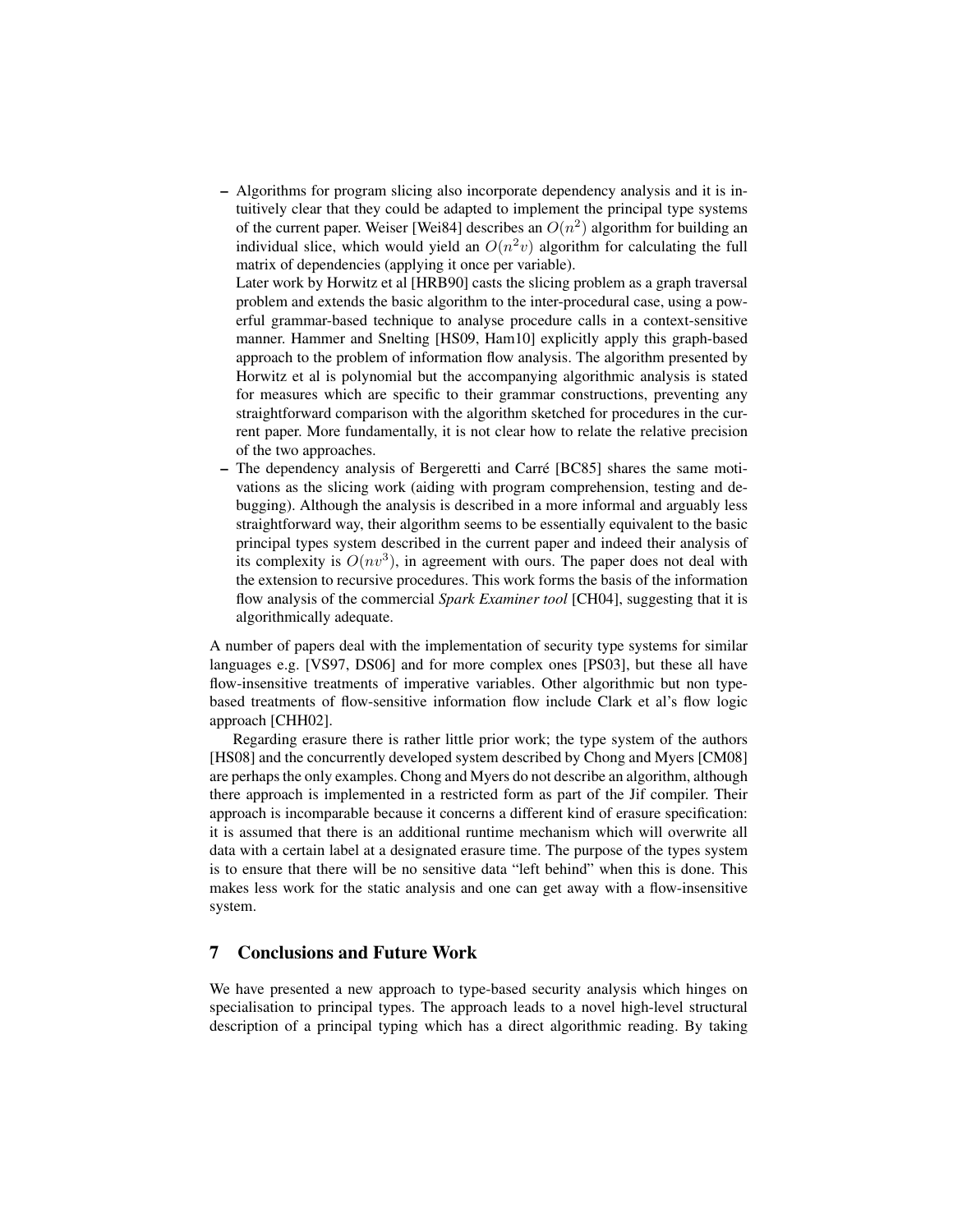– Algorithms for program slicing also incorporate dependency analysis and it is intuitively clear that they could be adapted to implement the principal type systems of the current paper. Weiser [Wei84] describes an $O(n^2)$ algorithm for building an individual slice, which would yield an $O(n^2 v)$ algorithm for calculating the full matrix of dependencies (applying it once per variable).
  Later work by Horwitz et al [HRB90] casts the slicing problem as a graph traversal problem and extends the basic algorithm to the inter-procedural case, using a powerful grammar-based technique to analyse procedure calls in a context-sensitive manner. Hammer and Snelting [HS09, Ham10] explicitly apply this graph-based approach to the problem of information flow analysis. The algorithm presented by Horwitz et al is polynomial but the accompanying algorithmic analysis is stated for measures which are specific to their grammar constructions, preventing any straightforward comparison with the algorithm sketched for procedures in the current paper. More fundamentally, it is not clear how to relate the relative precision of the two approaches.
– The dependency analysis of Bergeretti and Carré [BC85] shares the same motivations as the slicing work (aiding with program comprehension, testing and debugging). Although the analysis is described in a more informal and arguably less straightforward way, their algorithm seems to be essentially equivalent to the basic principal types system described in the current paper and indeed their analysis of its complexity is $O(nv^3)$, in agreement with ours. The paper does not deal with the extension to recursive procedures. This work forms the basis of the information flow analysis of the commercial *Spark Examiner tool* [CH04], suggesting that it is algorithmically adequate.

A number of papers deal with the implementation of security type systems for similar languages e.g. [VS97, DS06] and for more complex ones [PS03], but these all have flow-insensitive treatments of imperative variables. Other algorithmic but non type-based treatments of flow-sensitive information flow include Clark et al's flow logic approach [CHH02].

Regarding erasure there is rather little prior work; the type system of the authors [HS08] and the concurrently developed system described by Chong and Myers [CM08] are perhaps the only examples. Chong and Myers do not describe an algorithm, although there approach is implemented in a restricted form as part of the Jif compiler. Their approach is incomparable because it concerns a different kind of erasure specification: it is assumed that there is an additional runtime mechanism which will overwrite all data with a certain label at a designated erasure time. The purpose of the types system is to ensure that there will be no sensitive data "left behind" when this is done. This makes less work for the static analysis and one can get away with a flow-insensitive system.

## 7 Conclusions and Future Work

We have presented a new approach to type-based security analysis which hinges on specialisation to principal types. The approach leads to a novel high-level structural description of a principal typing which has a direct algorithmic reading. By taking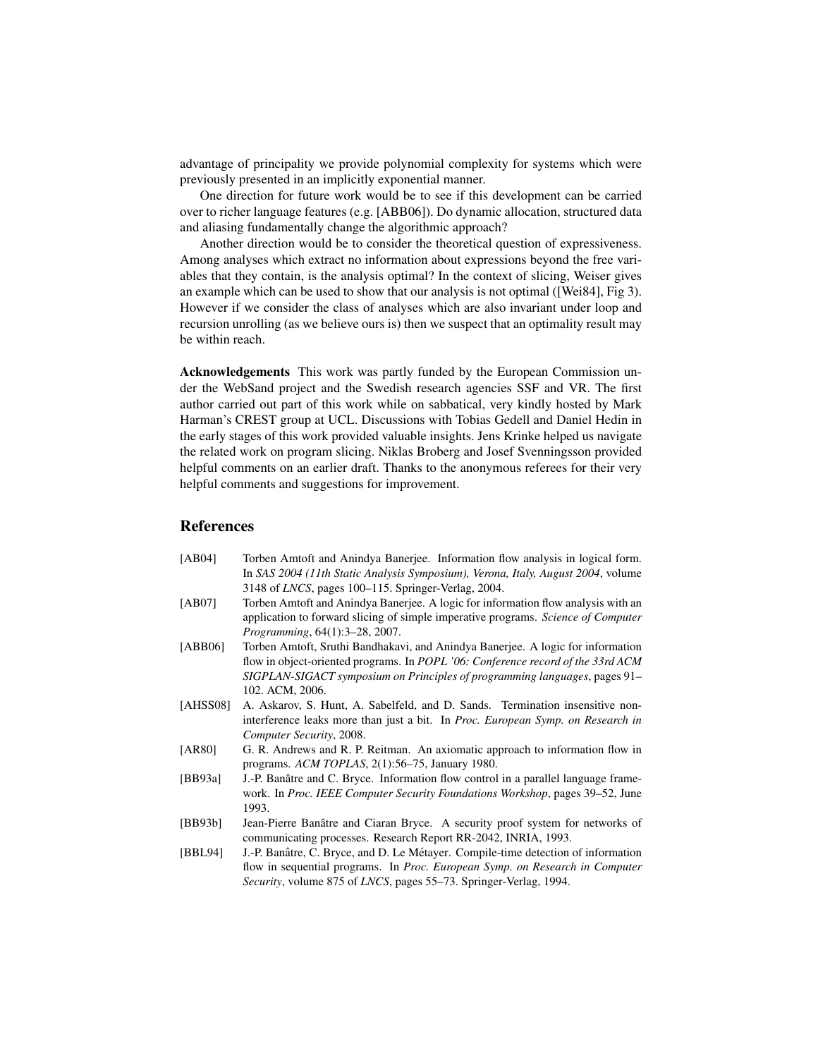advantage of principality we provide polynomial complexity for systems which were previously presented in an implicitly exponential manner.

One direction for future work would be to see if this development can be carried over to richer language features (e.g. [ABB06]). Do dynamic allocation, structured data and aliasing fundamentally change the algorithmic approach?

Another direction would be to consider the theoretical question of expressiveness. Among analyses which extract no information about expressions beyond the free variables that they contain, is the analysis optimal? In the context of slicing, Weiser gives an example which can be used to show that our analysis is not optimal ([Wei84], Fig 3). However if we consider the class of analyses which are also invariant under loop and recursion unrolling (as we believe ours is) then we suspect that an optimality result may be within reach.

**Acknowledgements** This work was partly funded by the European Commission under the WebSand project and the Swedish research agencies SSF and VR. The first author carried out part of this work while on sabbatical, very kindly hosted by Mark Harman's CREST group at UCL. Discussions with Tobias Gedell and Daniel Hedin in the early stages of this work provided valuable insights. Jens Krinke helped us navigate the related work on program slicing. Niklas Broberg and Josef Svenningsson provided helpful comments on an earlier draft. Thanks to the anonymous referees for their very helpful comments and suggestions for improvement.

## References

- [AB04] Torben Amtoft and Anindya Banerjee. Information flow analysis in logical form. In *SAS 2004 (11th Static Analysis Symposium), Verona, Italy, August 2004*, volume 3148 of *LNCS*, pages 100–115. Springer-Verlag, 2004.
- [AB07] Torben Amtoft and Anindya Banerjee. A logic for information flow analysis with an application to forward slicing of simple imperative programs. *Science of Computer Programming*, 64(1):3–28, 2007.
- [ABB06] Torben Amtoft, Sruthi Bandhakavi, and Anindya Banerjee. A logic for information flow in object-oriented programs. In *POPL '06: Conference record of the 33rd ACM SIGPLAN-SIGACT symposium on Principles of programming languages*, pages 91–102. ACM, 2006.
- [AHSS08] A. Askarov, S. Hunt, A. Sabelfeld, and D. Sands. Termination insensitive noninterference leaks more than just a bit. In *Proc. European Symp. on Research in Computer Security*, 2008.
- [AR80] G. R. Andrews and R. P. Reitman. An axiomatic approach to information flow in programs. *ACM TOPLAS*, 2(1):56–75, January 1980.
- [BB93a] J.-P. Banâtre and C. Bryce. Information flow control in a parallel language framework. In *Proc. IEEE Computer Security Foundations Workshop*, pages 39–52, June 1993.
- [BB93b] Jean-Pierre Banâtre and Ciaran Bryce. A security proof system for networks of communicating processes. Research Report RR-2042, INRIA, 1993.
- [BBL94] J.-P. Banâtre, C. Bryce, and D. Le Métayer. Compile-time detection of information flow in sequential programs. In *Proc. European Symp. on Research in Computer Security*, volume 875 of *LNCS*, pages 55–73. Springer-Verlag, 1994.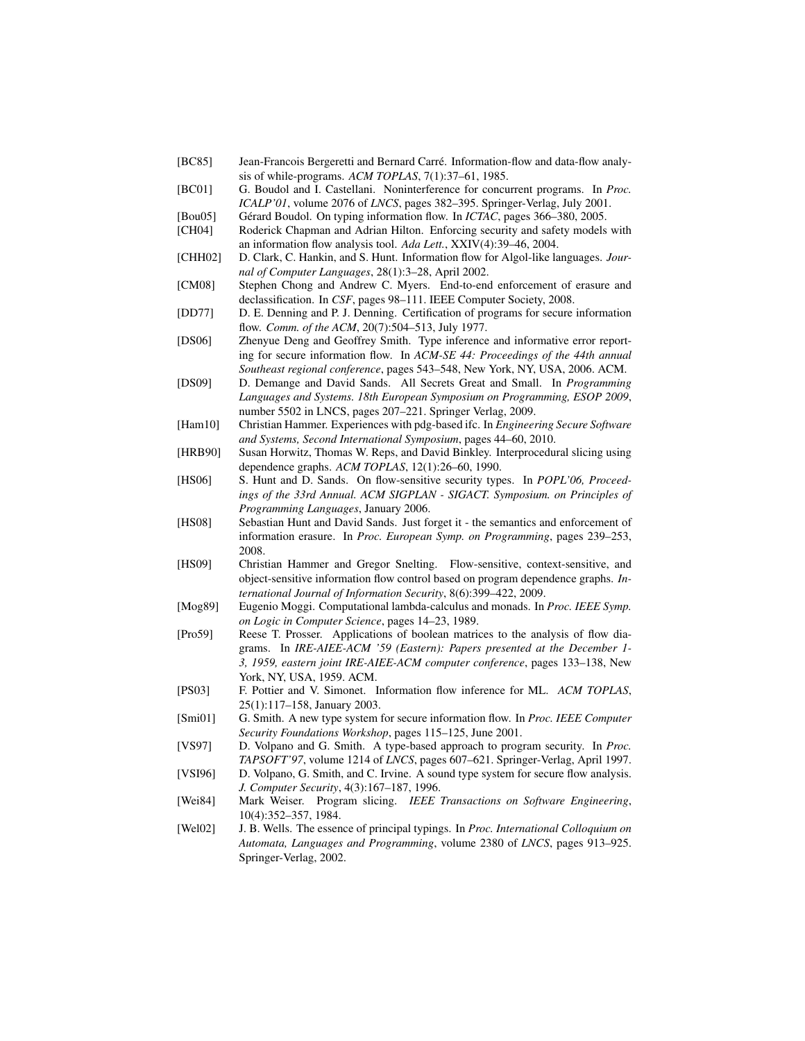[BC85] Jean-Francois Bergeretti and Bernard Carré. Information-flow and data-flow analysis of while-programs. *ACM TOPLAS*, 7(1):37–61, 1985.

[BC01] G. Boudol and I. Castellani. Noninterference for concurrent programs. In *Proc. ICALP'01*, volume 2076 of *LNCS*, pages 382–395. Springer-Verlag, July 2001.

[Bou05] Gérard Boudol. On typing information flow. In *ICTAC*, pages 366–380, 2005.

[CH04] Roderick Chapman and Adrian Hilton. Enforcing security and safety models with an information flow analysis tool. *Ada Lett.*, XXIV(4):39–46, 2004.

[CHH02] D. Clark, C. Hankin, and S. Hunt. Information flow for Algol-like languages. *Journal of Computer Languages*, 28(1):3–28, April 2002.

[CM08] Stephen Chong and Andrew C. Myers. End-to-end enforcement of erasure and declassification. In *CSF*, pages 98–111. IEEE Computer Society, 2008.

[DD77] D. E. Denning and P. J. Denning. Certification of programs for secure information flow. *Comm. of the ACM*, 20(7):504–513, July 1977.

[DS06] Zhenyue Deng and Geoffrey Smith. Type inference and informative error reporting for secure information flow. In *ACM-SE 44: Proceedings of the 44th annual Southeast regional conference*, pages 543–548, New York, NY, USA, 2006. ACM.

[DS09] D. Demange and David Sands. All Secrets Great and Small. In *Programming Languages and Systems. 18th European Symposium on Programming, ESOP 2009*, number 5502 in LNCS, pages 207–221. Springer Verlag, 2009.

[Ham10] Christian Hammer. Experiences with pdg-based ifc. In *Engineering Secure Software and Systems, Second International Symposium*, pages 44–60, 2010.

[HRB90] Susan Horwitz, Thomas W. Reps, and David Binkley. Interprocedural slicing using dependence graphs. *ACM TOPLAS*, 12(1):26–60, 1990.

[HS06] S. Hunt and D. Sands. On flow-sensitive security types. In *POPL'06, Proceedings of the 33rd Annual. ACM SIGPLAN - SIGACT. Symposium. on Principles of Programming Languages*, January 2006.

[HS08] Sebastian Hunt and David Sands. Just forget it - the semantics and enforcement of information erasure. In *Proc. European Symp. on Programming*, pages 239–253, 2008.

[HS09] Christian Hammer and Gregor Snelting. Flow-sensitive, context-sensitive, and object-sensitive information flow control based on program dependence graphs. *International Journal of Information Security*, 8(6):399–422, 2009.

[Mog89] Eugenio Moggi. Computational lambda-calculus and monads. In *Proc. IEEE Symp. on Logic in Computer Science*, pages 14–23, 1989.

[Pro59] Reese T. Prosser. Applications of boolean matrices to the analysis of flow diagrams. In *IRE-AIEE-ACM '59 (Eastern): Papers presented at the December 1-3, 1959, eastern joint IRE-AIEE-ACM computer conference*, pages 133–138, New York, NY, USA, 1959. ACM.

[PS03] F. Pottier and V. Simonet. Information flow inference for ML. *ACM TOPLAS*, 25(1):117–158, January 2003.

[Smi01] G. Smith. A new type system for secure information flow. In *Proc. IEEE Computer Security Foundations Workshop*, pages 115–125, June 2001.

[VS97] D. Volpano and G. Smith. A type-based approach to program security. In *Proc. TAPSOFT'97*, volume 1214 of *LNCS*, pages 607–621. Springer-Verlag, April 1997.

[VSI96] D. Volpano, G. Smith, and C. Irvine. A sound type system for secure flow analysis. *J. Computer Security*, 4(3):167–187, 1996.

[Wei84] Mark Weiser. Program slicing. *IEEE Transactions on Software Engineering*, 10(4):352–357, 1984.

[Wel02] J. B. Wells. The essence of principal typings. In *Proc. International Colloquium on Automata, Languages and Programming*, volume 2380 of *LNCS*, pages 913–925. Springer-Verlag, 2002.